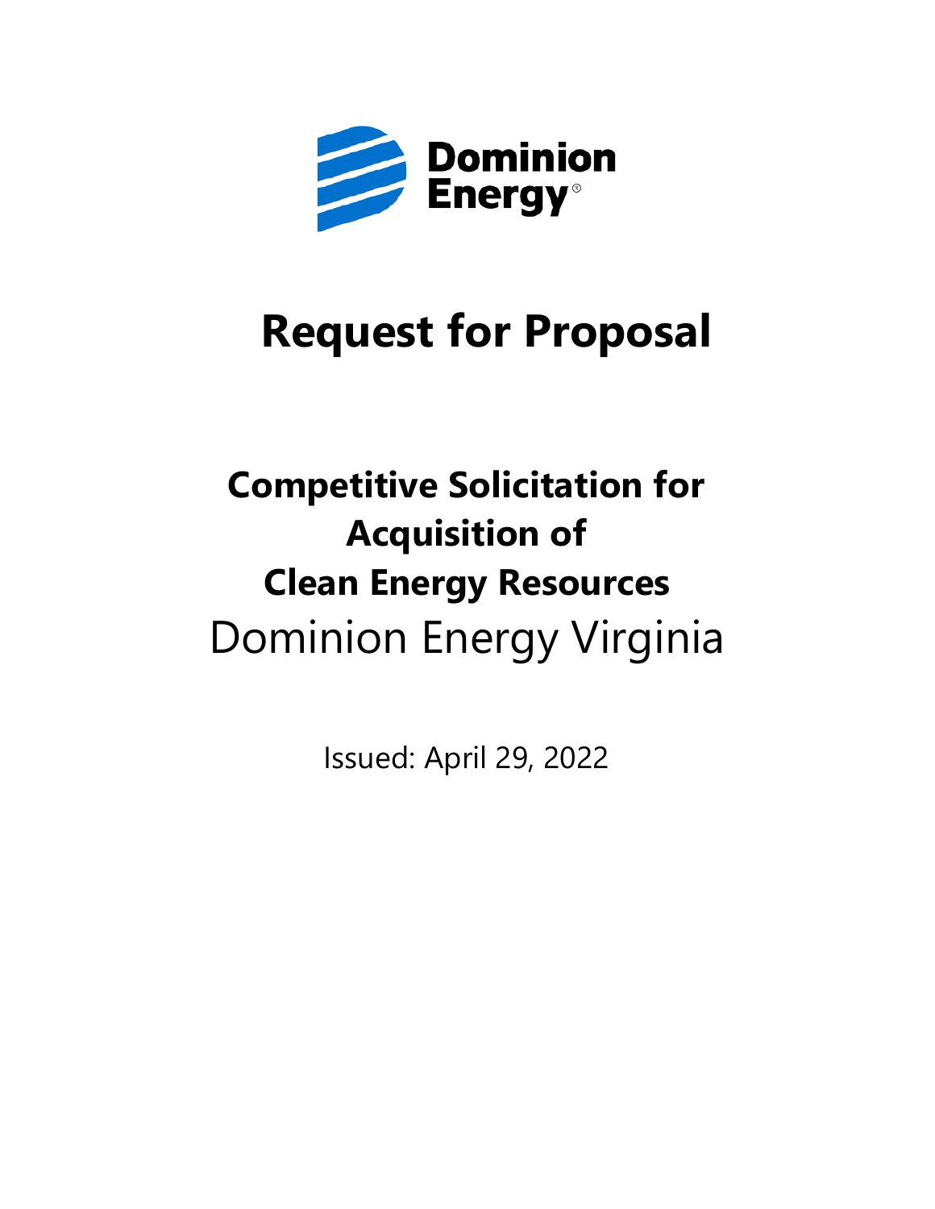Dominion Energy®

# Request for Proposal

## Competitive Solicitation for Acquisition of Clean Energy Resources

Dominion Energy Virginia

Issued: April 29, 2022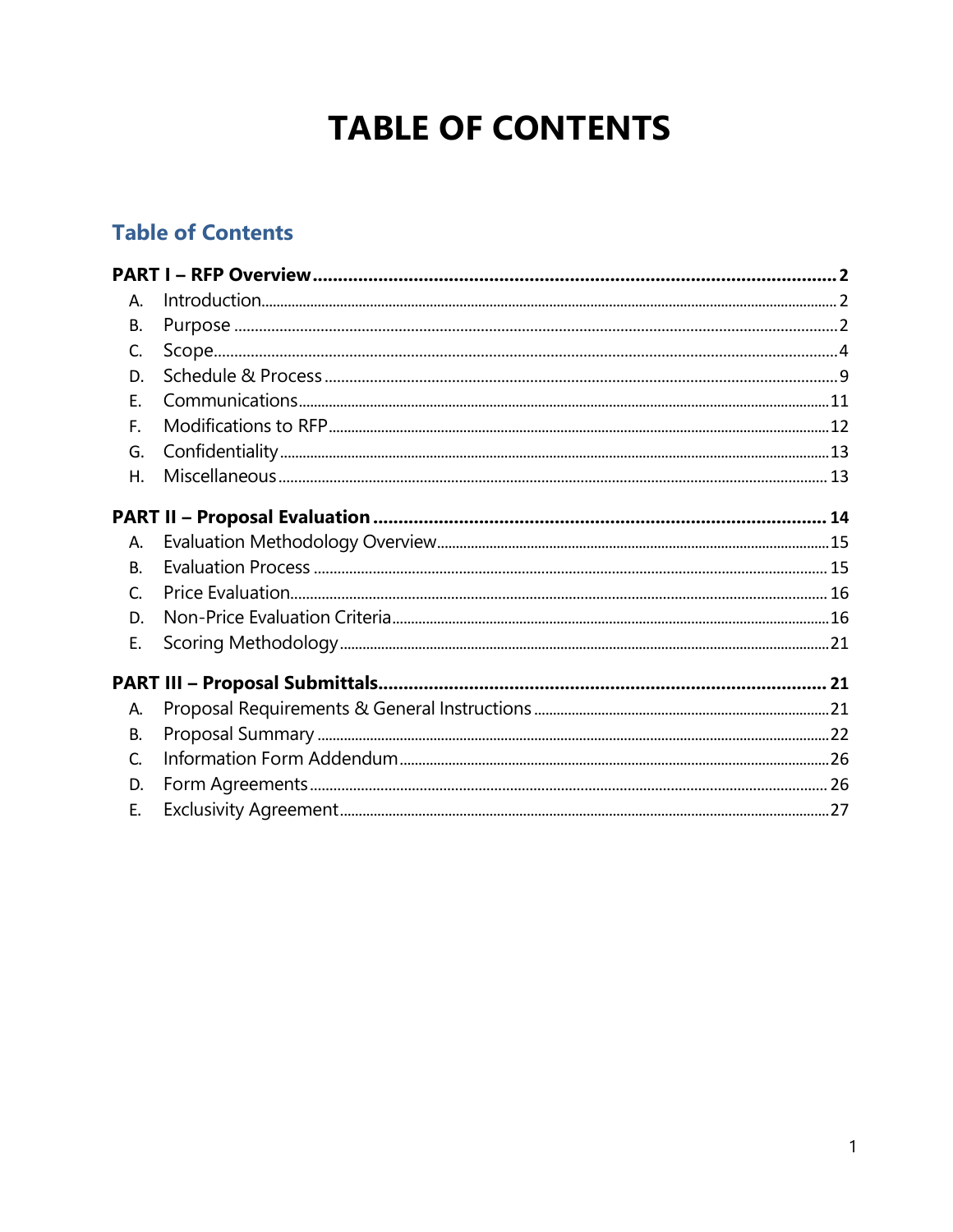# TABLE OF CONTENTS

## Table of Contents

**PART I – RFP Overview** .......... **2**

A. Introduction .......... 2
B. Purpose .......... 2
C. Scope .......... 4
D. Schedule & Process .......... 9
E. Communications .......... 11
F. Modifications to RFP .......... 12
G. Confidentiality .......... 13
H. Miscellaneous .......... 13

**PART II – Proposal Evaluation** .......... **14**

A. Evaluation Methodology Overview .......... 15
B. Evaluation Process .......... 15
C. Price Evaluation .......... 16
D. Non-Price Evaluation Criteria .......... 16
E. Scoring Methodology .......... 21

**PART III – Proposal Submittals** .......... **21**

A. Proposal Requirements & General Instructions .......... 21
B. Proposal Summary .......... 22
C. Information Form Addendum .......... 26
D. Form Agreements .......... 26
E. Exclusivity Agreement .......... 27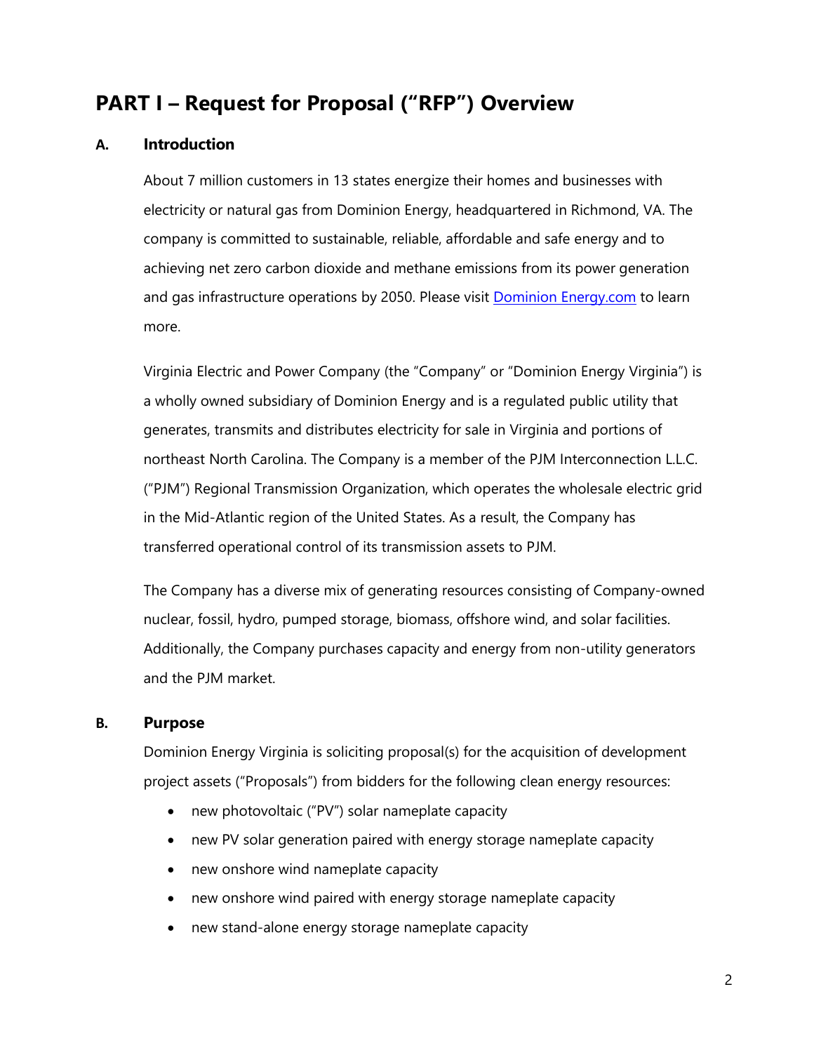# PART I – Request for Proposal ("RFP") Overview

## A. Introduction

About 7 million customers in 13 states energize their homes and businesses with electricity or natural gas from Dominion Energy, headquartered in Richmond, VA. The company is committed to sustainable, reliable, affordable and safe energy and to achieving net zero carbon dioxide and methane emissions from its power generation and gas infrastructure operations by 2050. Please visit [Dominion Energy.com](Dominion Energy.com) to learn more.

Virginia Electric and Power Company (the "Company" or "Dominion Energy Virginia") is a wholly owned subsidiary of Dominion Energy and is a regulated public utility that generates, transmits and distributes electricity for sale in Virginia and portions of northeast North Carolina. The Company is a member of the PJM Interconnection L.L.C. ("PJM") Regional Transmission Organization, which operates the wholesale electric grid in the Mid-Atlantic region of the United States. As a result, the Company has transferred operational control of its transmission assets to PJM.

The Company has a diverse mix of generating resources consisting of Company-owned nuclear, fossil, hydro, pumped storage, biomass, offshore wind, and solar facilities. Additionally, the Company purchases capacity and energy from non-utility generators and the PJM market.

## B. Purpose

Dominion Energy Virginia is soliciting proposal(s) for the acquisition of development project assets ("Proposals") from bidders for the following clean energy resources:

- new photovoltaic ("PV") solar nameplate capacity
- new PV solar generation paired with energy storage nameplate capacity
- new onshore wind nameplate capacity
- new onshore wind paired with energy storage nameplate capacity
- new stand-alone energy storage nameplate capacity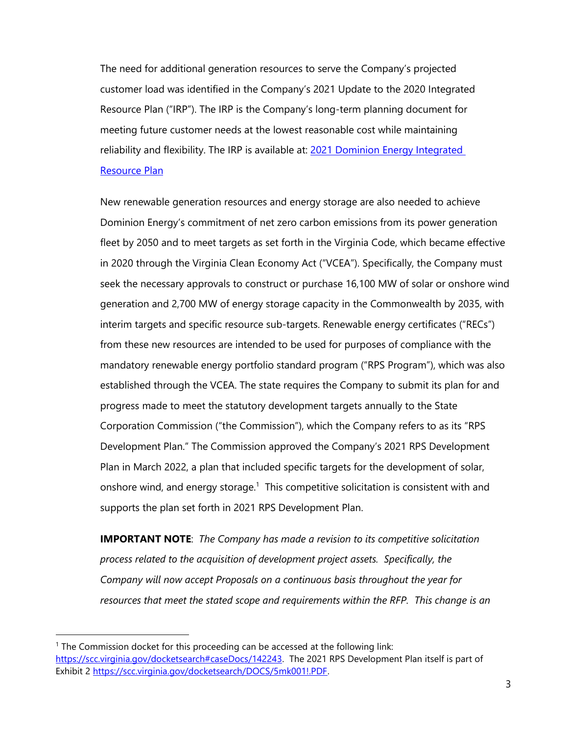The need for additional generation resources to serve the Company's projected customer load was identified in the Company's 2021 Update to the 2020 Integrated Resource Plan ("IRP"). The IRP is the Company's long-term planning document for meeting future customer needs at the lowest reasonable cost while maintaining reliability and flexibility. The IRP is available at: [2021 Dominion Energy Integrated Resource Plan]

New renewable generation resources and energy storage are also needed to achieve Dominion Energy's commitment of net zero carbon emissions from its power generation fleet by 2050 and to meet targets as set forth in the Virginia Code, which became effective in 2020 through the Virginia Clean Economy Act ("VCEA"). Specifically, the Company must seek the necessary approvals to construct or purchase 16,100 MW of solar or onshore wind generation and 2,700 MW of energy storage capacity in the Commonwealth by 2035, with interim targets and specific resource sub-targets. Renewable energy certificates ("RECs") from these new resources are intended to be used for purposes of compliance with the mandatory renewable energy portfolio standard program ("RPS Program"), which was also established through the VCEA. The state requires the Company to submit its plan for and progress made to meet the statutory development targets annually to the State Corporation Commission ("the Commission"), which the Company refers to as its "RPS Development Plan." The Commission approved the Company's 2021 RPS Development Plan in March 2022, a plan that included specific targets for the development of solar, onshore wind, and energy storage.[1] This competitive solicitation is consistent with and supports the plan set forth in 2021 RPS Development Plan.

**IMPORTANT NOTE**: *The Company has made a revision to its competitive solicitation process related to the acquisition of development project assets. Specifically, the Company will now accept Proposals on a continuous basis throughout the year for resources that meet the stated scope and requirements within the RFP. This change is an*

[1] The Commission docket for this proceeding can be accessed at the following link: https://scc.virginia.gov/docketsearch#caseDocs/142243. The 2021 RPS Development Plan itself is part of Exhibit 2 https://scc.virginia.gov/docketsearch/DOCS/5mk001!.PDF.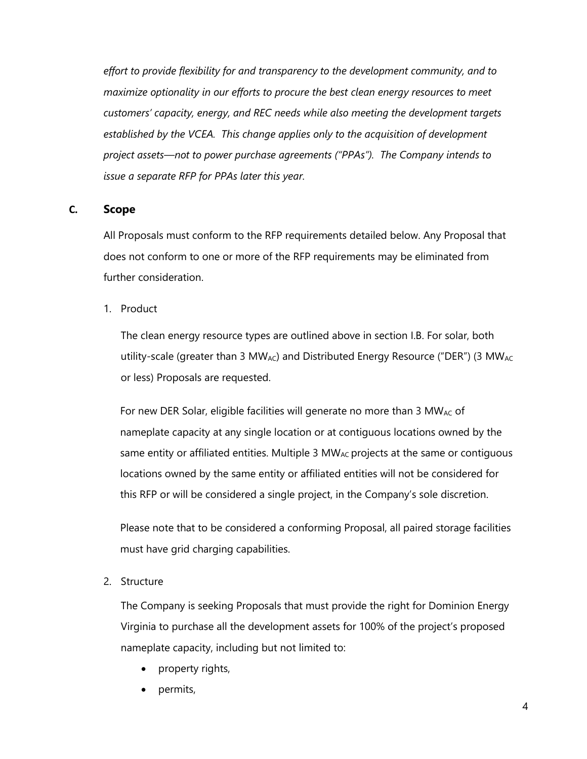*effort to provide flexibility for and transparency to the development community, and to maximize optionality in our efforts to procure the best clean energy resources to meet customers' capacity, energy, and REC needs while also meeting the development targets established by the VCEA. This change applies only to the acquisition of development project assets—not to power purchase agreements ("PPAs"). The Company intends to issue a separate RFP for PPAs later this year.*

### C. Scope

All Proposals must conform to the RFP requirements detailed below. Any Proposal that does not conform to one or more of the RFP requirements may be eliminated from further consideration.

1. Product

   The clean energy resource types are outlined above in section I.B. For solar, both utility-scale (greater than 3 $MW_{AC}$) and Distributed Energy Resource ("DER") (3 $MW_{AC}$ or less) Proposals are requested.

   For new DER Solar, eligible facilities will generate no more than 3 $MW_{AC}$ of nameplate capacity at any single location or at contiguous locations owned by the same entity or affiliated entities. Multiple 3 $MW_{AC}$ projects at the same or contiguous locations owned by the same entity or affiliated entities will not be considered for this RFP or will be considered a single project, in the Company's sole discretion.

   Please note that to be considered a conforming Proposal, all paired storage facilities must have grid charging capabilities.

2. Structure

   The Company is seeking Proposals that must provide the right for Dominion Energy Virginia to purchase all the development assets for 100% of the project's proposed nameplate capacity, including but not limited to:

   - property rights,
   - permits,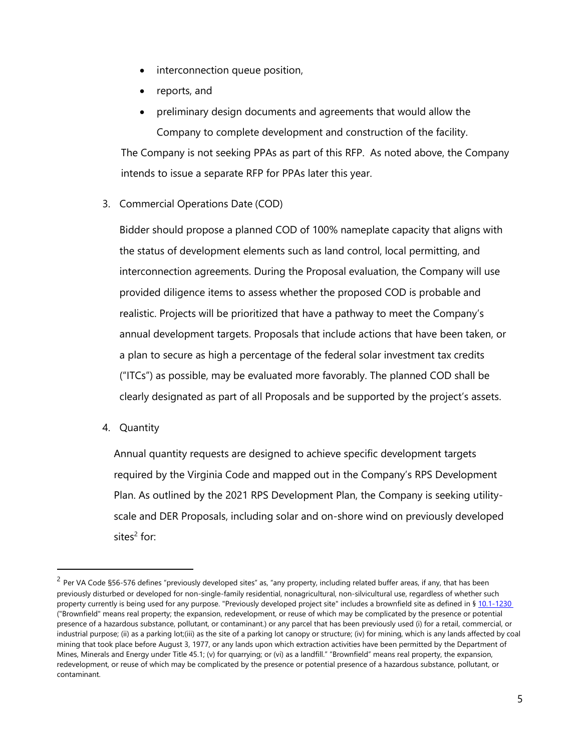- interconnection queue position,
- reports, and
- preliminary design documents and agreements that would allow the Company to complete development and construction of the facility.

The Company is not seeking PPAs as part of this RFP. As noted above, the Company intends to issue a separate RFP for PPAs later this year.

3. Commercial Operations Date (COD)

Bidder should propose a planned COD of 100% nameplate capacity that aligns with the status of development elements such as land control, local permitting, and interconnection agreements. During the Proposal evaluation, the Company will use provided diligence items to assess whether the proposed COD is probable and realistic. Projects will be prioritized that have a pathway to meet the Company's annual development targets. Proposals that include actions that have been taken, or a plan to secure as high a percentage of the federal solar investment tax credits ("ITCs") as possible, may be evaluated more favorably. The planned COD shall be clearly designated as part of all Proposals and be supported by the project's assets.

4. Quantity

Annual quantity requests are designed to achieve specific development targets required by the Virginia Code and mapped out in the Company's RPS Development Plan. As outlined by the 2021 RPS Development Plan, the Company is seeking utility-scale and DER Proposals, including solar and on-shore wind on previously developed sites[2] for:

---

[2] Per VA Code §56-576 defines "previously developed sites" as, "any property, including related buffer areas, if any, that has been previously disturbed or developed for non-single-family residential, nonagricultural, non-silvicultural use, regardless of whether such property currently is being used for any purpose. "Previously developed project site" includes a brownfield site as defined in § 10.1-1230 ("Brownfield" means real property; the expansion, redevelopment, or reuse of which may be complicated by the presence or potential presence of a hazardous substance, pollutant, or contaminant.) or any parcel that has been previously used (i) for a retail, commercial, or industrial purpose; (ii) as a parking lot;(iii) as the site of a parking lot canopy or structure; (iv) for mining, which is any lands affected by coal mining that took place before August 3, 1977, or any lands upon which extraction activities have been permitted by the Department of Mines, Minerals and Energy under Title 45.1; (v) for quarrying; or (vi) as a landfill." "Brownfield" means real property, the expansion, redevelopment, or reuse of which may be complicated by the presence or potential presence of a hazardous substance, pollutant, or contaminant.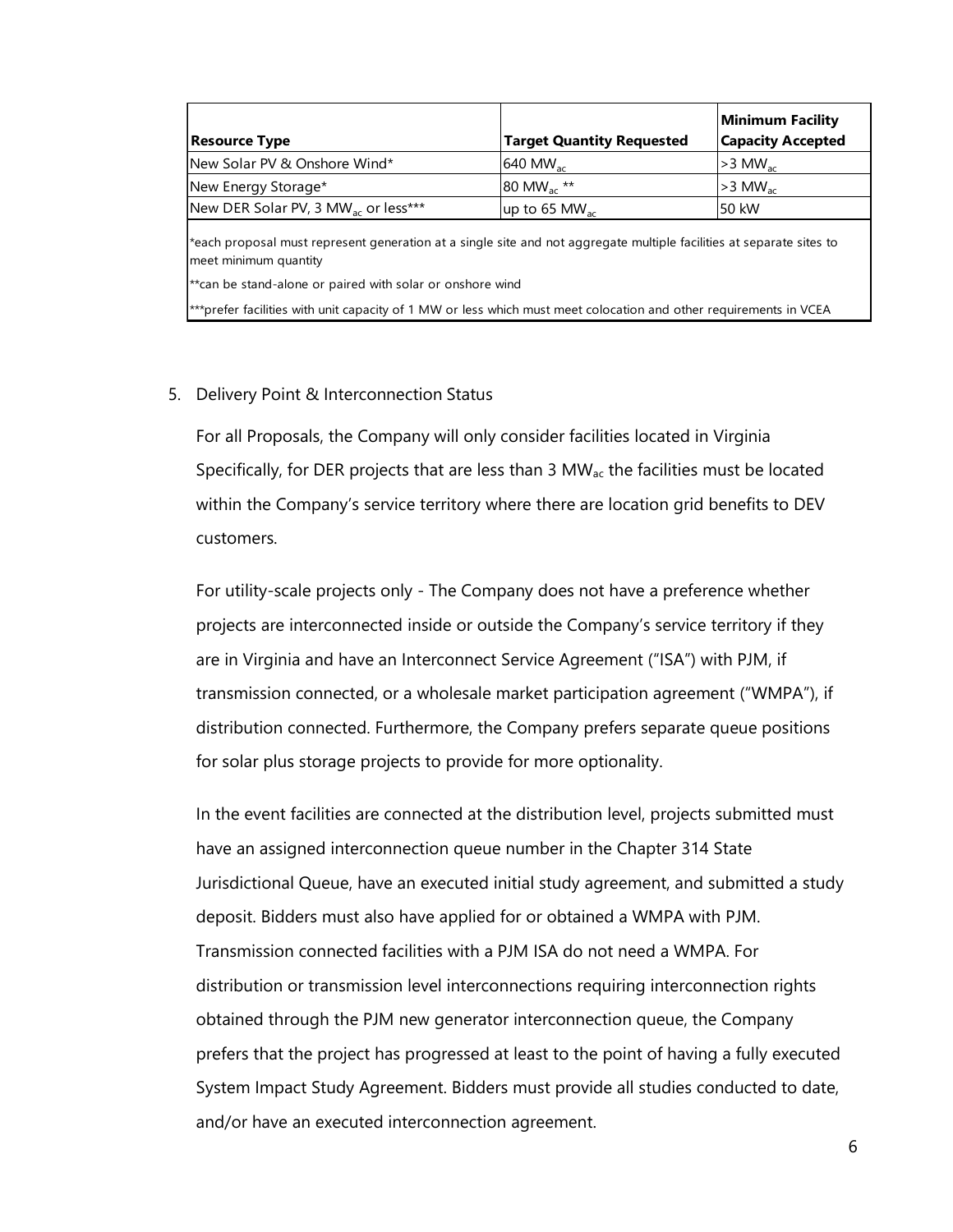| Resource Type | Target Quantity Requested | Minimum Facility Capacity Accepted |
|---|---|---|
| New Solar PV & Onshore Wind* | 640 $MW_{ac}$ | >3 $MW_{ac}$ |
| New Energy Storage* | 80 $MW_{ac}$ ** | >3 $MW_{ac}$ |
| New DER Solar PV, 3 $MW_{ac}$ or less*** | up to 65 $MW_{ac}$ | 50 kW |

*each proposal must represent generation at a single site and not aggregate multiple facilities at separate sites to meet minimum quantity

**can be stand-alone or paired with solar or onshore wind

***prefer facilities with unit capacity of 1 MW or less which must meet colocation and other requirements in VCEA

5. Delivery Point & Interconnection Status

   For all Proposals, the Company will only consider facilities located in Virginia Specifically, for DER projects that are less than 3 $MW_{ac}$ the facilities must be located within the Company's service territory where there are location grid benefits to DEV customers.

   For utility-scale projects only - The Company does not have a preference whether projects are interconnected inside or outside the Company's service territory if they are in Virginia and have an Interconnect Service Agreement ("ISA") with PJM, if transmission connected, or a wholesale market participation agreement ("WMPA"), if distribution connected. Furthermore, the Company prefers separate queue positions for solar plus storage projects to provide for more optionality.

   In the event facilities are connected at the distribution level, projects submitted must have an assigned interconnection queue number in the Chapter 314 State Jurisdictional Queue, have an executed initial study agreement, and submitted a study deposit. Bidders must also have applied for or obtained a WMPA with PJM. Transmission connected facilities with a PJM ISA do not need a WMPA. For distribution or transmission level interconnections requiring interconnection rights obtained through the PJM new generator interconnection queue, the Company prefers that the project has progressed at least to the point of having a fully executed System Impact Study Agreement. Bidders must provide all studies conducted to date, and/or have an executed interconnection agreement.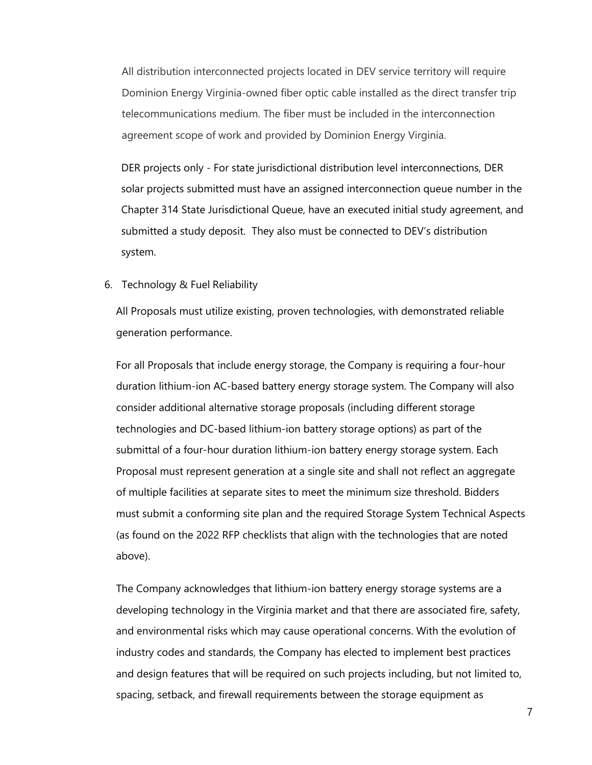All distribution interconnected projects located in DEV service territory will require Dominion Energy Virginia-owned fiber optic cable installed as the direct transfer trip telecommunications medium. The fiber must be included in the interconnection agreement scope of work and provided by Dominion Energy Virginia.

DER projects only - For state jurisdictional distribution level interconnections, DER solar projects submitted must have an assigned interconnection queue number in the Chapter 314 State Jurisdictional Queue, have an executed initial study agreement, and submitted a study deposit. They also must be connected to DEV's distribution system.

6. Technology & Fuel Reliability

All Proposals must utilize existing, proven technologies, with demonstrated reliable generation performance.

For all Proposals that include energy storage, the Company is requiring a four-hour duration lithium-ion AC-based battery energy storage system. The Company will also consider additional alternative storage proposals (including different storage technologies and DC-based lithium-ion battery storage options) as part of the submittal of a four-hour duration lithium-ion battery energy storage system. Each Proposal must represent generation at a single site and shall not reflect an aggregate of multiple facilities at separate sites to meet the minimum size threshold. Bidders must submit a conforming site plan and the required Storage System Technical Aspects (as found on the 2022 RFP checklists that align with the technologies that are noted above).

The Company acknowledges that lithium-ion battery energy storage systems are a developing technology in the Virginia market and that there are associated fire, safety, and environmental risks which may cause operational concerns. With the evolution of industry codes and standards, the Company has elected to implement best practices and design features that will be required on such projects including, but not limited to, spacing, setback, and firewall requirements between the storage equipment as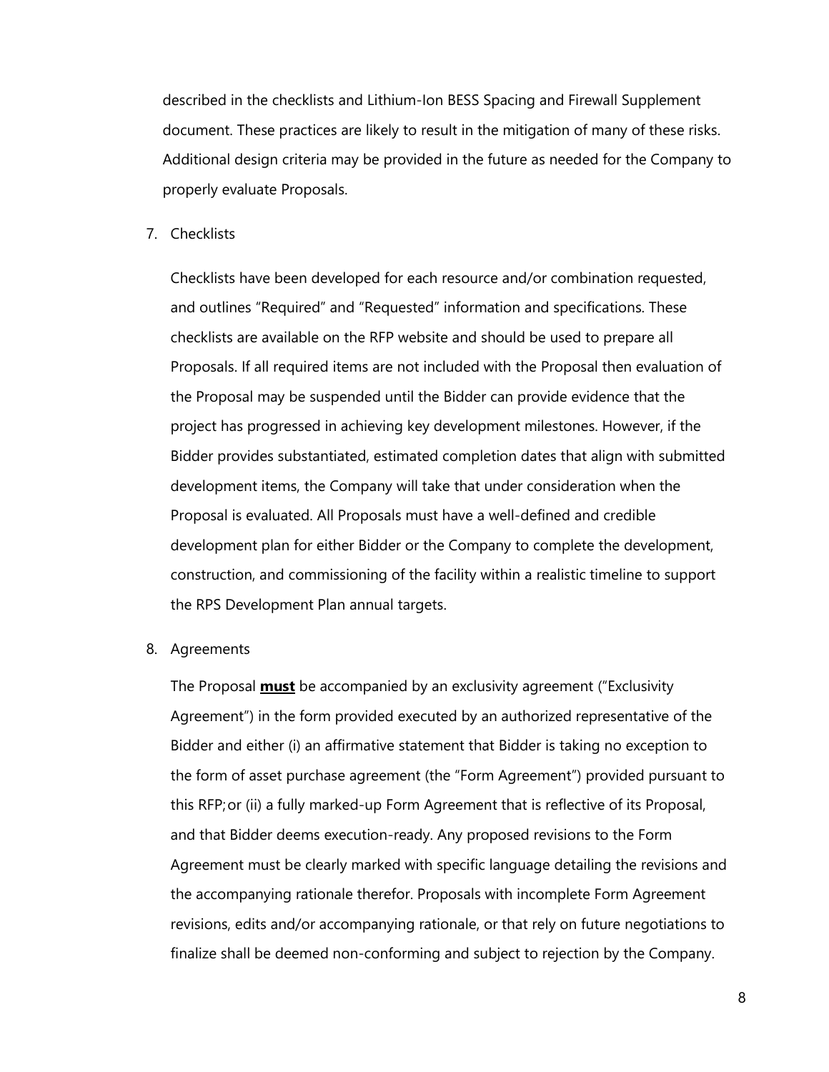described in the checklists and Lithium-Ion BESS Spacing and Firewall Supplement document. These practices are likely to result in the mitigation of many of these risks. Additional design criteria may be provided in the future as needed for the Company to properly evaluate Proposals.

7. Checklists

   Checklists have been developed for each resource and/or combination requested, and outlines "Required" and "Requested" information and specifications. These checklists are available on the RFP website and should be used to prepare all Proposals. If all required items are not included with the Proposal then evaluation of the Proposal may be suspended until the Bidder can provide evidence that the project has progressed in achieving key development milestones. However, if the Bidder provides substantiated, estimated completion dates that align with submitted development items, the Company will take that under consideration when the Proposal is evaluated. All Proposals must have a well-defined and credible development plan for either Bidder or the Company to complete the development, construction, and commissioning of the facility within a realistic timeline to support the RPS Development Plan annual targets.

8. Agreements

   The Proposal **<u>must</u>** be accompanied by an exclusivity agreement ("Exclusivity Agreement") in the form provided executed by an authorized representative of the Bidder and either (i) an affirmative statement that Bidder is taking no exception to the form of asset purchase agreement (the "Form Agreement") provided pursuant to this RFP; or (ii) a fully marked-up Form Agreement that is reflective of its Proposal, and that Bidder deems execution-ready. Any proposed revisions to the Form Agreement must be clearly marked with specific language detailing the revisions and the accompanying rationale therefor. Proposals with incomplete Form Agreement revisions, edits and/or accompanying rationale, or that rely on future negotiations to finalize shall be deemed non-conforming and subject to rejection by the Company.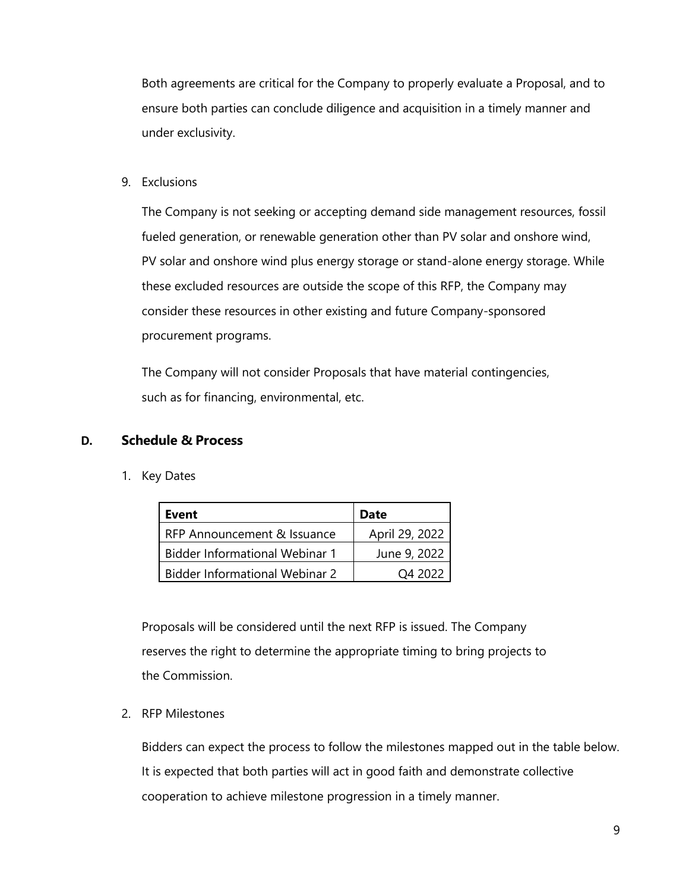Both agreements are critical for the Company to properly evaluate a Proposal, and to ensure both parties can conclude diligence and acquisition in a timely manner and under exclusivity.

9. Exclusions

   The Company is not seeking or accepting demand side management resources, fossil fueled generation, or renewable generation other than PV solar and onshore wind, PV solar and onshore wind plus energy storage or stand-alone energy storage. While these excluded resources are outside the scope of this RFP, the Company may consider these resources in other existing and future Company-sponsored procurement programs.

   The Company will not consider Proposals that have material contingencies, such as for financing, environmental, etc.

## D. Schedule & Process

1. Key Dates

| Event | Date |
|---|---|
| RFP Announcement & Issuance | April 29, 2022 |
| Bidder Informational Webinar 1 | June 9, 2022 |
| Bidder Informational Webinar 2 | Q4 2022 |

   Proposals will be considered until the next RFP is issued. The Company reserves the right to determine the appropriate timing to bring projects to the Commission.

2. RFP Milestones

   Bidders can expect the process to follow the milestones mapped out in the table below. It is expected that both parties will act in good faith and demonstrate collective cooperation to achieve milestone progression in a timely manner.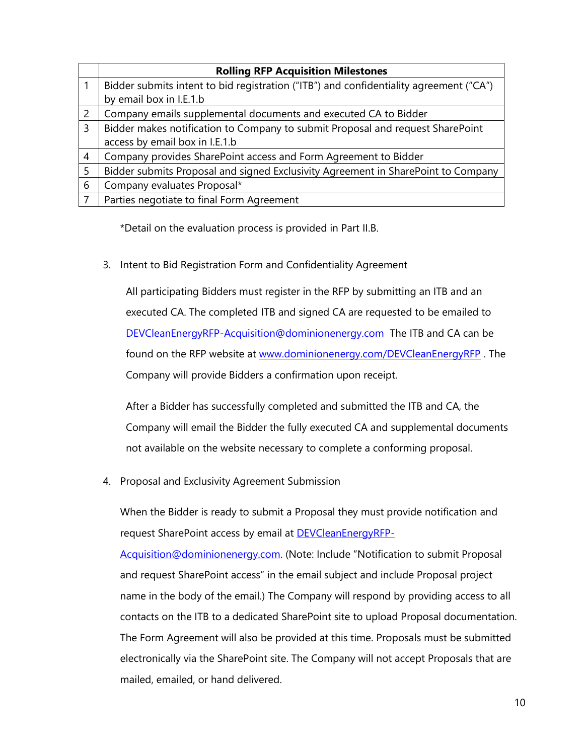| | Rolling RFP Acquisition Milestones |
|---|---|
| 1 | Bidder submits intent to bid registration ("ITB") and confidentiality agreement ("CA") by email box in I.E.1.b |
| 2 | Company emails supplemental documents and executed CA to Bidder |
| 3 | Bidder makes notification to Company to submit Proposal and request SharePoint access by email box in I.E.1.b |
| 4 | Company provides SharePoint access and Form Agreement to Bidder |
| 5 | Bidder submits Proposal and signed Exclusivity Agreement in SharePoint to Company |
| 6 | Company evaluates Proposal* |
| 7 | Parties negotiate to final Form Agreement |

*Detail on the evaluation process is provided in Part II.B.

3. Intent to Bid Registration Form and Confidentiality Agreement

All participating Bidders must register in the RFP by submitting an ITB and an executed CA. The completed ITB and signed CA are requested to be emailed to DEVCleanEnergyRFP-Acquisition@dominionenergy.com The ITB and CA can be found on the RFP website at www.dominionenergy.com/DEVCleanEnergyRFP . The Company will provide Bidders a confirmation upon receipt.

After a Bidder has successfully completed and submitted the ITB and CA, the Company will email the Bidder the fully executed CA and supplemental documents not available on the website necessary to complete a conforming proposal.

4. Proposal and Exclusivity Agreement Submission

When the Bidder is ready to submit a Proposal they must provide notification and request SharePoint access by email at DEVCleanEnergyRFP-Acquisition@dominionenergy.com. (Note: Include "Notification to submit Proposal and request SharePoint access" in the email subject and include Proposal project name in the body of the email.) The Company will respond by providing access to all contacts on the ITB to a dedicated SharePoint site to upload Proposal documentation. The Form Agreement will also be provided at this time. Proposals must be submitted electronically via the SharePoint site. The Company will not accept Proposals that are mailed, emailed, or hand delivered.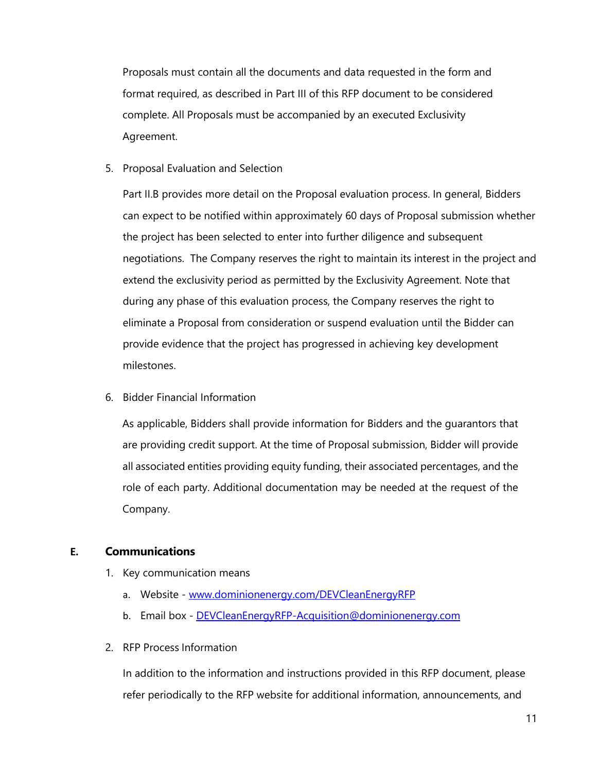Proposals must contain all the documents and data requested in the form and format required, as described in Part III of this RFP document to be considered complete. All Proposals must be accompanied by an executed Exclusivity Agreement.

5. Proposal Evaluation and Selection

   Part II.B provides more detail on the Proposal evaluation process. In general, Bidders can expect to be notified within approximately 60 days of Proposal submission whether the project has been selected to enter into further diligence and subsequent negotiations. The Company reserves the right to maintain its interest in the project and extend the exclusivity period as permitted by the Exclusivity Agreement. Note that during any phase of this evaluation process, the Company reserves the right to eliminate a Proposal from consideration or suspend evaluation until the Bidder can provide evidence that the project has progressed in achieving key development milestones.

6. Bidder Financial Information

   As applicable, Bidders shall provide information for Bidders and the guarantors that are providing credit support. At the time of Proposal submission, Bidder will provide all associated entities providing equity funding, their associated percentages, and the role of each party. Additional documentation may be needed at the request of the Company.

## E. Communications

1. Key communication means
   a. Website - [www.dominionenergy.com/DEVCleanEnergyRFP](www.dominionenergy.com/DEVCleanEnergyRFP)
   b. Email box - [DEVCleanEnergyRFP-Acquisition@dominionenergy.com](mailto:DEVCleanEnergyRFP-Acquisition@dominionenergy.com)

2. RFP Process Information

   In addition to the information and instructions provided in this RFP document, please refer periodically to the RFP website for additional information, announcements, and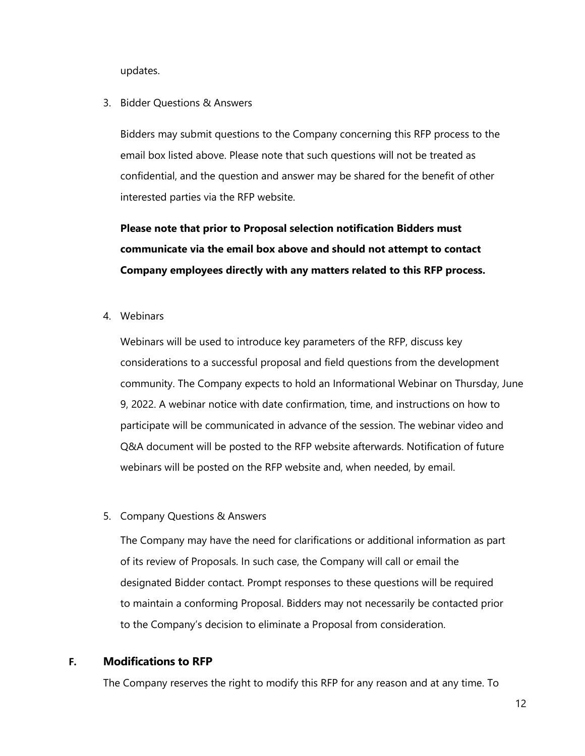updates.

3. Bidder Questions & Answers

   Bidders may submit questions to the Company concerning this RFP process to the email box listed above. Please note that such questions will not be treated as confidential, and the question and answer may be shared for the benefit of other interested parties via the RFP website.

   **Please note that prior to Proposal selection notification Bidders must communicate via the email box above and should not attempt to contact Company employees directly with any matters related to this RFP process.**

4. Webinars

   Webinars will be used to introduce key parameters of the RFP, discuss key considerations to a successful proposal and field questions from the development community. The Company expects to hold an Informational Webinar on Thursday, June 9, 2022. A webinar notice with date confirmation, time, and instructions on how to participate will be communicated in advance of the session. The webinar video and Q&A document will be posted to the RFP website afterwards. Notification of future webinars will be posted on the RFP website and, when needed, by email.

5. Company Questions & Answers

   The Company may have the need for clarifications or additional information as part of its review of Proposals. In such case, the Company will call or email the designated Bidder contact. Prompt responses to these questions will be required to maintain a conforming Proposal. Bidders may not necessarily be contacted prior to the Company's decision to eliminate a Proposal from consideration.

## F. Modifications to RFP

The Company reserves the right to modify this RFP for any reason and at any time. To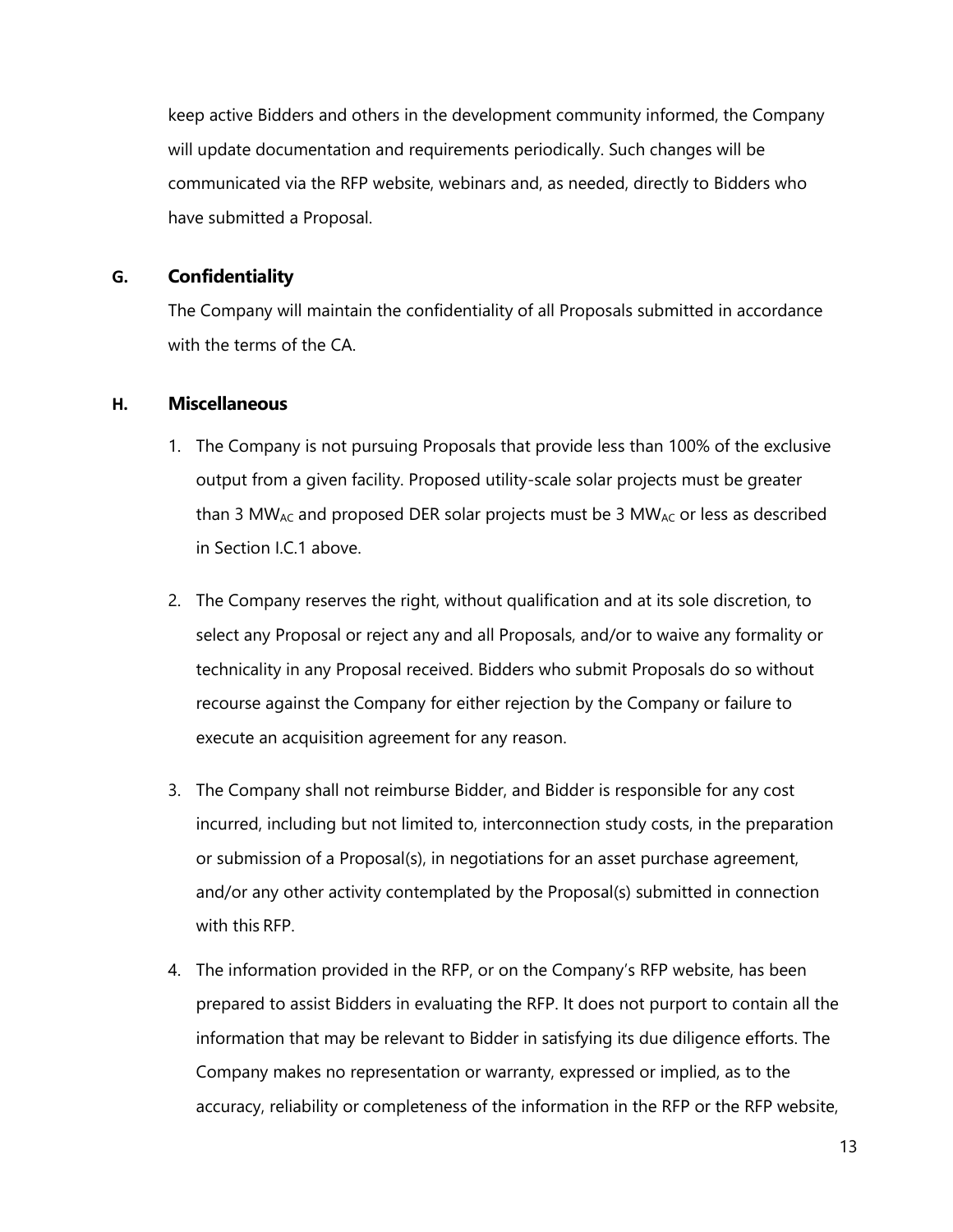keep active Bidders and others in the development community informed, the Company will update documentation and requirements periodically. Such changes will be communicated via the RFP website, webinars and, as needed, directly to Bidders who have submitted a Proposal.

### G. Confidentiality

The Company will maintain the confidentiality of all Proposals submitted in accordance with the terms of the CA.

### H. Miscellaneous

1. The Company is not pursuing Proposals that provide less than 100% of the exclusive output from a given facility. Proposed utility-scale solar projects must be greater than 3 $MW_{AC}$ and proposed DER solar projects must be 3 $MW_{AC}$ or less as described in Section I.C.1 above.

2. The Company reserves the right, without qualification and at its sole discretion, to select any Proposal or reject any and all Proposals, and/or to waive any formality or technicality in any Proposal received. Bidders who submit Proposals do so without recourse against the Company for either rejection by the Company or failure to execute an acquisition agreement for any reason.

3. The Company shall not reimburse Bidder, and Bidder is responsible for any cost incurred, including but not limited to, interconnection study costs, in the preparation or submission of a Proposal(s), in negotiations for an asset purchase agreement, and/or any other activity contemplated by the Proposal(s) submitted in connection with this RFP.

4. The information provided in the RFP, or on the Company's RFP website, has been prepared to assist Bidders in evaluating the RFP. It does not purport to contain all the information that may be relevant to Bidder in satisfying its due diligence efforts. The Company makes no representation or warranty, expressed or implied, as to the accuracy, reliability or completeness of the information in the RFP or the RFP website,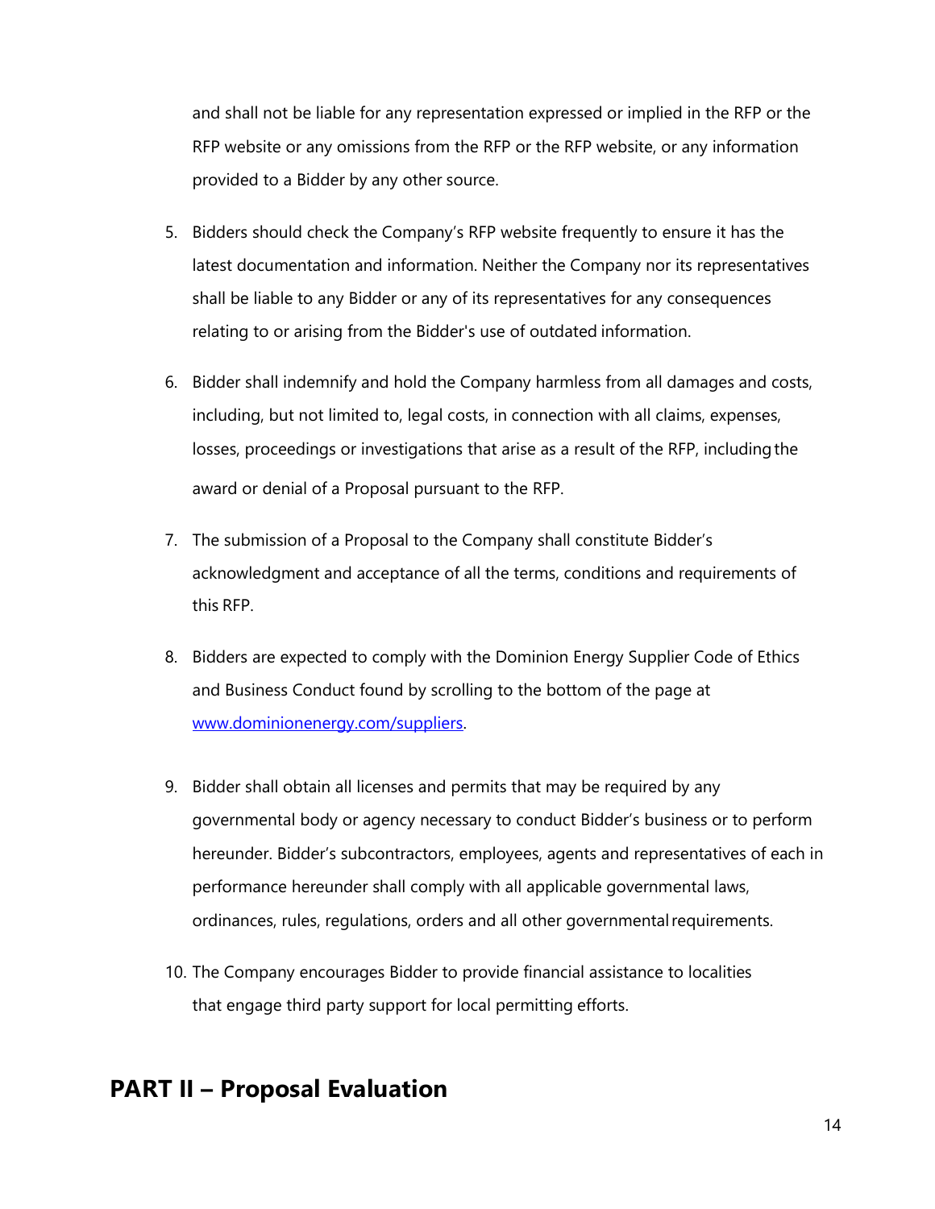and shall not be liable for any representation expressed or implied in the RFP or the RFP website or any omissions from the RFP or the RFP website, or any information provided to a Bidder by any other source.

5. Bidders should check the Company's RFP website frequently to ensure it has the latest documentation and information. Neither the Company nor its representatives shall be liable to any Bidder or any of its representatives for any consequences relating to or arising from the Bidder's use of outdated information.

6. Bidder shall indemnify and hold the Company harmless from all damages and costs, including, but not limited to, legal costs, in connection with all claims, expenses, losses, proceedings or investigations that arise as a result of the RFP, including the award or denial of a Proposal pursuant to the RFP.

7. The submission of a Proposal to the Company shall constitute Bidder's acknowledgment and acceptance of all the terms, conditions and requirements of this RFP.

8. Bidders are expected to comply with the Dominion Energy Supplier Code of Ethics and Business Conduct found by scrolling to the bottom of the page at [www.dominionenergy.com/suppliers](www.dominionenergy.com/suppliers).

9. Bidder shall obtain all licenses and permits that may be required by any governmental body or agency necessary to conduct Bidder's business or to perform hereunder. Bidder's subcontractors, employees, agents and representatives of each in performance hereunder shall comply with all applicable governmental laws, ordinances, rules, regulations, orders and all other governmental requirements.

10. The Company encourages Bidder to provide financial assistance to localities that engage third party support for local permitting efforts.

## PART II – Proposal Evaluation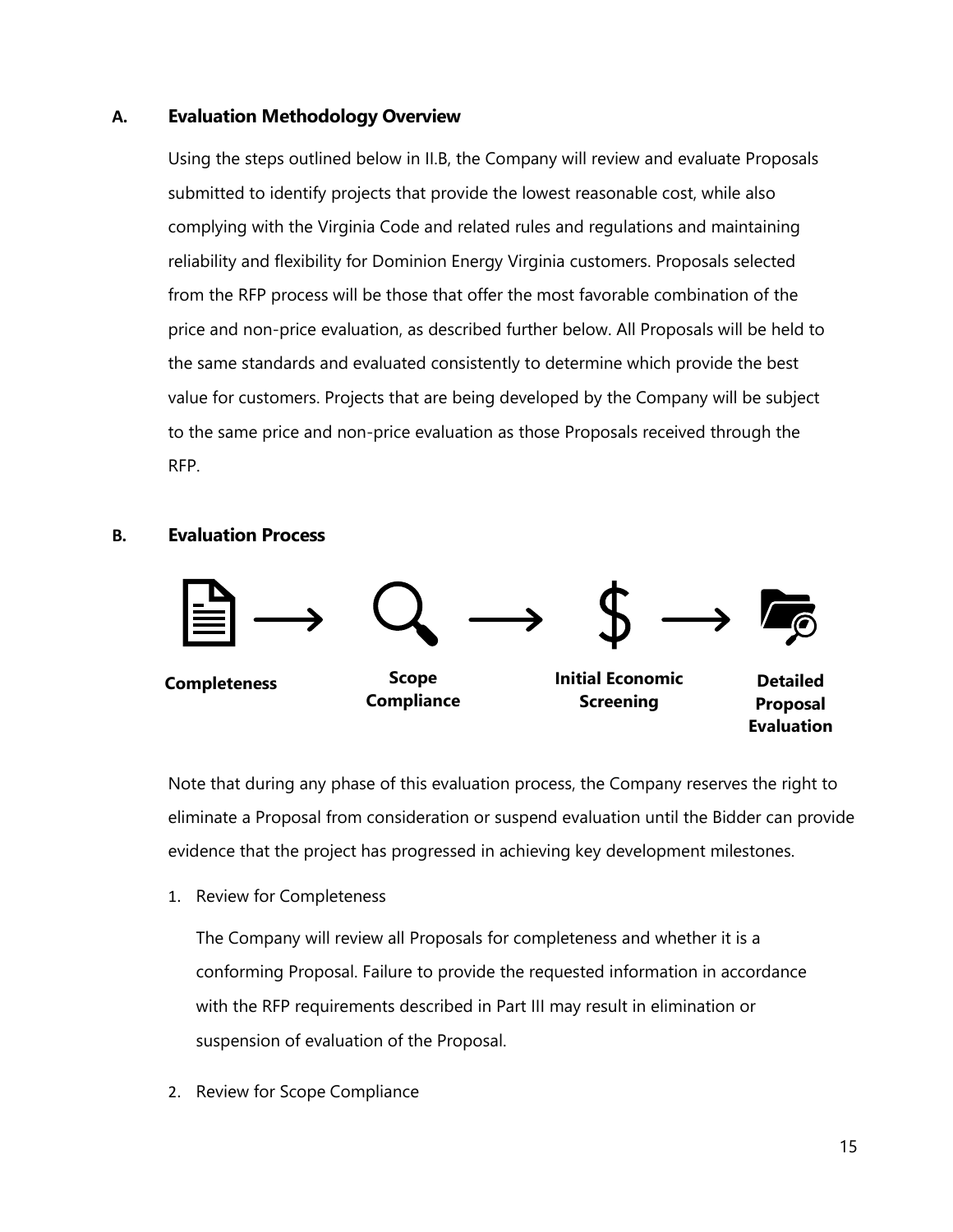### A. Evaluation Methodology Overview

Using the steps outlined below in II.B, the Company will review and evaluate Proposals submitted to identify projects that provide the lowest reasonable cost, while also complying with the Virginia Code and related rules and regulations and maintaining reliability and flexibility for Dominion Energy Virginia customers. Proposals selected from the RFP process will be those that offer the most favorable combination of the price and non-price evaluation, as described further below. All Proposals will be held to the same standards and evaluated consistently to determine which provide the best value for customers. Projects that are being developed by the Company will be subject to the same price and non-price evaluation as those Proposals received through the RFP.

### B. Evaluation Process

**Completeness** → **Scope Compliance** → **Initial Economic Screening** → **Detailed Proposal Evaluation**

Note that during any phase of this evaluation process, the Company reserves the right to eliminate a Proposal from consideration or suspend evaluation until the Bidder can provide evidence that the project has progressed in achieving key development milestones.

1. Review for Completeness

   The Company will review all Proposals for completeness and whether it is a conforming Proposal. Failure to provide the requested information in accordance with the RFP requirements described in Part III may result in elimination or suspension of evaluation of the Proposal.

2. Review for Scope Compliance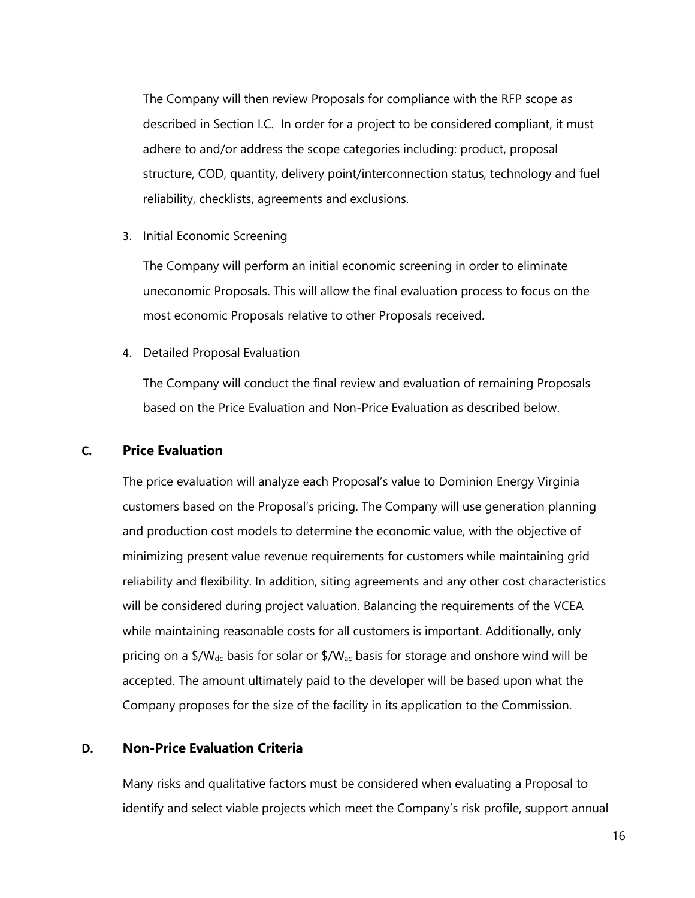The Company will then review Proposals for compliance with the RFP scope as described in Section I.C. In order for a project to be considered compliant, it must adhere to and/or address the scope categories including: product, proposal structure, COD, quantity, delivery point/interconnection status, technology and fuel reliability, checklists, agreements and exclusions.

3. Initial Economic Screening

   The Company will perform an initial economic screening in order to eliminate uneconomic Proposals. This will allow the final evaluation process to focus on the most economic Proposals relative to other Proposals received.

4. Detailed Proposal Evaluation

   The Company will conduct the final review and evaluation of remaining Proposals based on the Price Evaluation and Non-Price Evaluation as described below.

## C. Price Evaluation

The price evaluation will analyze each Proposal's value to Dominion Energy Virginia customers based on the Proposal's pricing. The Company will use generation planning and production cost models to determine the economic value, with the objective of minimizing present value revenue requirements for customers while maintaining grid reliability and flexibility. In addition, siting agreements and any other cost characteristics will be considered during project valuation. Balancing the requirements of the VCEA while maintaining reasonable costs for all customers is important. Additionally, only pricing on a $\$/W_{dc}$ basis for solar or $\$/W_{ac}$ basis for storage and onshore wind will be accepted. The amount ultimately paid to the developer will be based upon what the Company proposes for the size of the facility in its application to the Commission.

## D. Non-Price Evaluation Criteria

Many risks and qualitative factors must be considered when evaluating a Proposal to identify and select viable projects which meet the Company's risk profile, support annual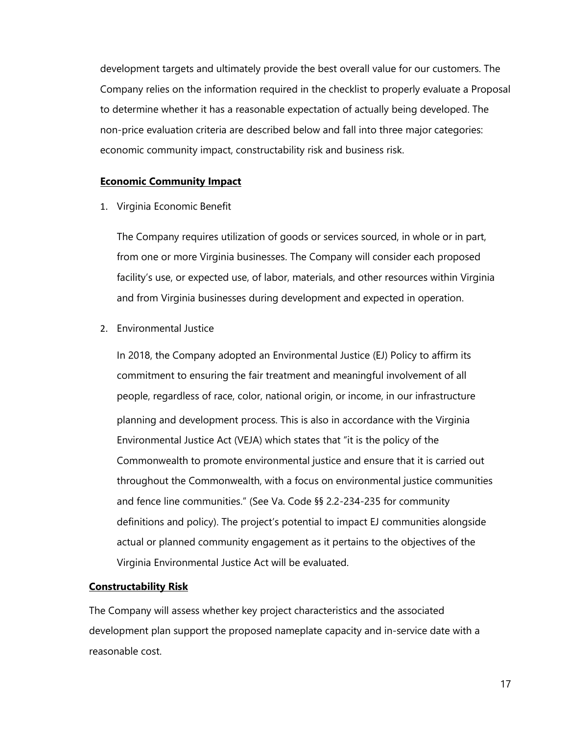development targets and ultimately provide the best overall value for our customers. The Company relies on the information required in the checklist to properly evaluate a Proposal to determine whether it has a reasonable expectation of actually being developed. The non-price evaluation criteria are described below and fall into three major categories: economic community impact, constructability risk and business risk.

**Economic Community Impact**

1. Virginia Economic Benefit

   The Company requires utilization of goods or services sourced, in whole or in part, from one or more Virginia businesses. The Company will consider each proposed facility's use, or expected use, of labor, materials, and other resources within Virginia and from Virginia businesses during development and expected in operation.

2. Environmental Justice

   In 2018, the Company adopted an Environmental Justice (EJ) Policy to affirm its commitment to ensuring the fair treatment and meaningful involvement of all people, regardless of race, color, national origin, or income, in our infrastructure planning and development process. This is also in accordance with the Virginia Environmental Justice Act (VEJA) which states that "it is the policy of the Commonwealth to promote environmental justice and ensure that it is carried out throughout the Commonwealth, with a focus on environmental justice communities and fence line communities." (See Va. Code §§ 2.2-234-235 for community definitions and policy). The project's potential to impact EJ communities alongside actual or planned community engagement as it pertains to the objectives of the Virginia Environmental Justice Act will be evaluated.

**Constructability Risk**

The Company will assess whether key project characteristics and the associated development plan support the proposed nameplate capacity and in-service date with a reasonable cost.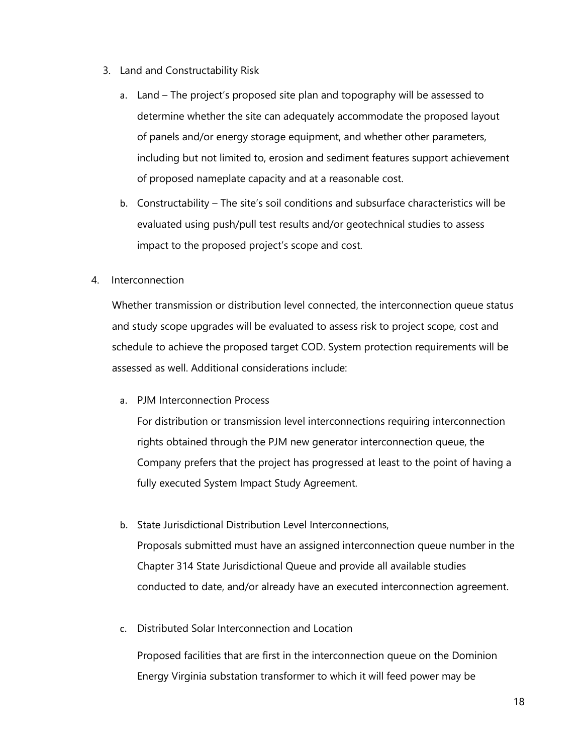3. Land and Constructability Risk

   a. Land – The project's proposed site plan and topography will be assessed to determine whether the site can adequately accommodate the proposed layout of panels and/or energy storage equipment, and whether other parameters, including but not limited to, erosion and sediment features support achievement of proposed nameplate capacity and at a reasonable cost.

   b. Constructability – The site's soil conditions and subsurface characteristics will be evaluated using push/pull test results and/or geotechnical studies to assess impact to the proposed project's scope and cost.

4. Interconnection

   Whether transmission or distribution level connected, the interconnection queue status and study scope upgrades will be evaluated to assess risk to project scope, cost and schedule to achieve the proposed target COD. System protection requirements will be assessed as well. Additional considerations include:

   a. PJM Interconnection Process

      For distribution or transmission level interconnections requiring interconnection rights obtained through the PJM new generator interconnection queue, the Company prefers that the project has progressed at least to the point of having a fully executed System Impact Study Agreement.

   b. State Jurisdictional Distribution Level Interconnections,

      Proposals submitted must have an assigned interconnection queue number in the Chapter 314 State Jurisdictional Queue and provide all available studies conducted to date, and/or already have an executed interconnection agreement.

   c. Distributed Solar Interconnection and Location

      Proposed facilities that are first in the interconnection queue on the Dominion Energy Virginia substation transformer to which it will feed power may be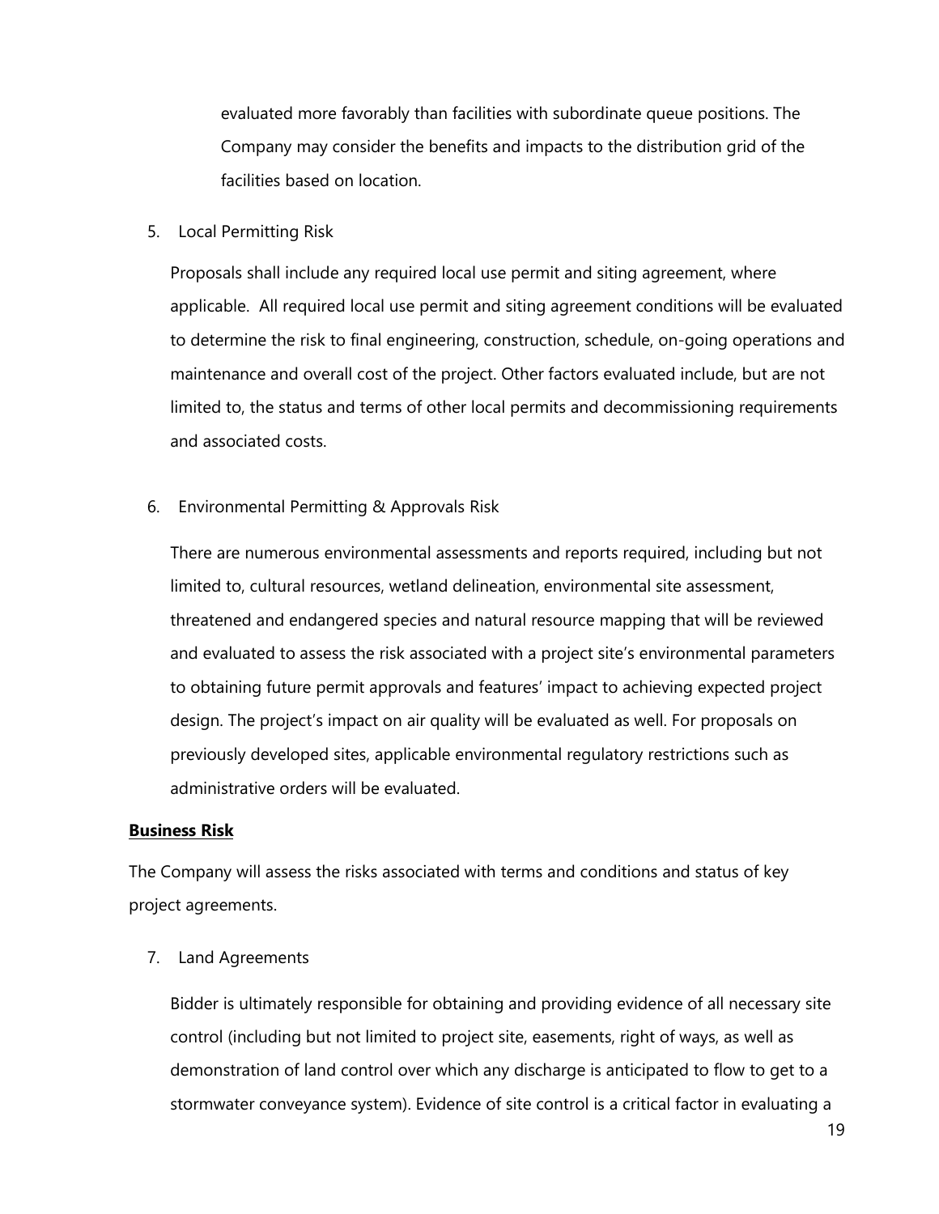evaluated more favorably than facilities with subordinate queue positions. The Company may consider the benefits and impacts to the distribution grid of the facilities based on location.

5. Local Permitting Risk

   Proposals shall include any required local use permit and siting agreement, where applicable.  All required local use permit and siting agreement conditions will be evaluated to determine the risk to final engineering, construction, schedule, on-going operations and maintenance and overall cost of the project. Other factors evaluated include, but are not limited to, the status and terms of other local permits and decommissioning requirements and associated costs.

6. Environmental Permitting & Approvals Risk

   There are numerous environmental assessments and reports required, including but not limited to, cultural resources, wetland delineation, environmental site assessment, threatened and endangered species and natural resource mapping that will be reviewed and evaluated to assess the risk associated with a project site's environmental parameters to obtaining future permit approvals and features' impact to achieving expected project design. The project's impact on air quality will be evaluated as well. For proposals on previously developed sites, applicable environmental regulatory restrictions such as administrative orders will be evaluated.

**Business Risk**

The Company will assess the risks associated with terms and conditions and status of key project agreements.

7. Land Agreements

   Bidder is ultimately responsible for obtaining and providing evidence of all necessary site control (including but not limited to project site, easements, right of ways, as well as demonstration of land control over which any discharge is anticipated to flow to get to a stormwater conveyance system). Evidence of site control is a critical factor in evaluating a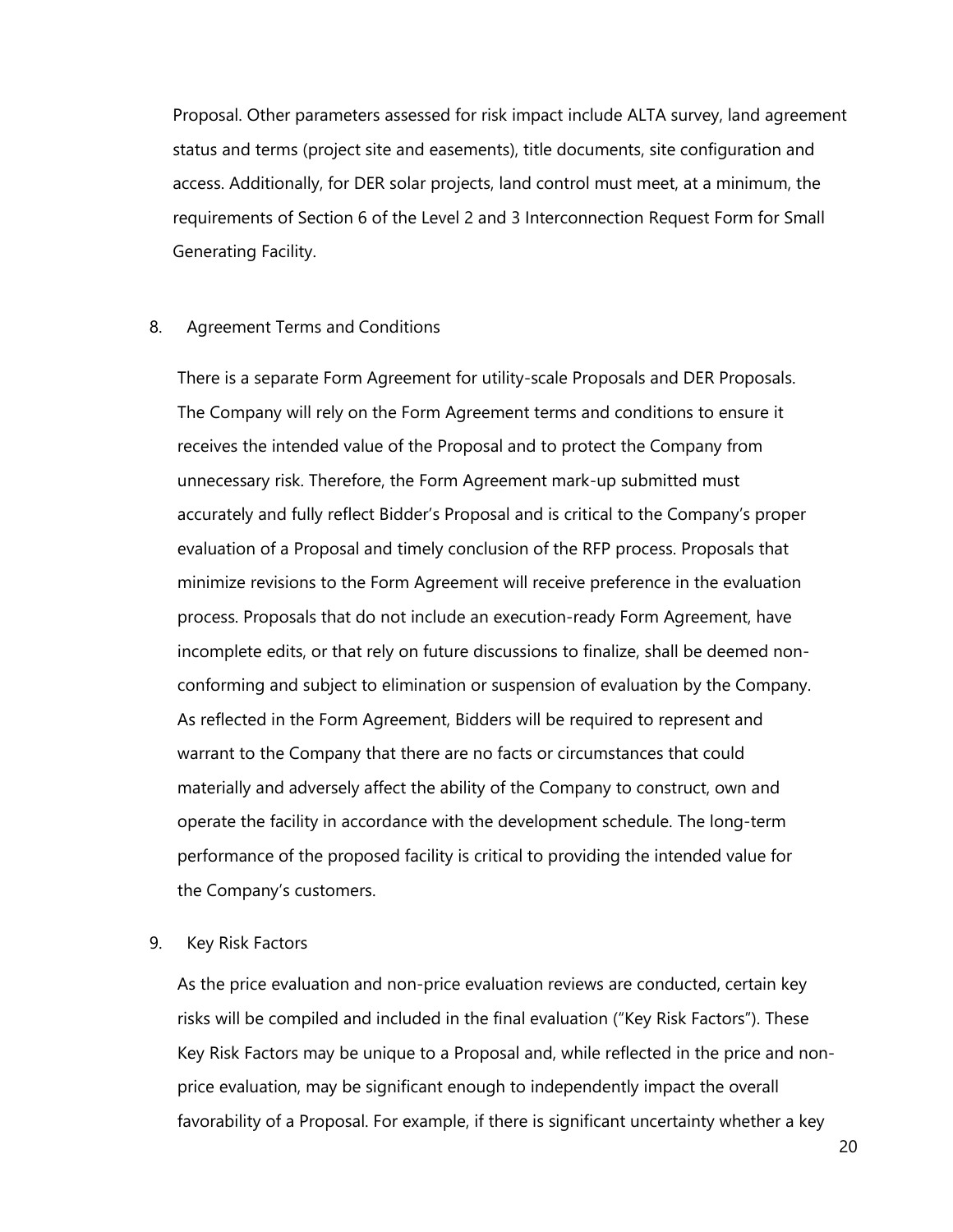Proposal. Other parameters assessed for risk impact include ALTA survey, land agreement status and terms (project site and easements), title documents, site configuration and access. Additionally, for DER solar projects, land control must meet, at a minimum, the requirements of Section 6 of the Level 2 and 3 Interconnection Request Form for Small Generating Facility.

8. Agreement Terms and Conditions

There is a separate Form Agreement for utility-scale Proposals and DER Proposals. The Company will rely on the Form Agreement terms and conditions to ensure it receives the intended value of the Proposal and to protect the Company from unnecessary risk. Therefore, the Form Agreement mark-up submitted must accurately and fully reflect Bidder's Proposal and is critical to the Company's proper evaluation of a Proposal and timely conclusion of the RFP process. Proposals that minimize revisions to the Form Agreement will receive preference in the evaluation process. Proposals that do not include an execution-ready Form Agreement, have incomplete edits, or that rely on future discussions to finalize, shall be deemed non-conforming and subject to elimination or suspension of evaluation by the Company. As reflected in the Form Agreement, Bidders will be required to represent and warrant to the Company that there are no facts or circumstances that could materially and adversely affect the ability of the Company to construct, own and operate the facility in accordance with the development schedule. The long-term performance of the proposed facility is critical to providing the intended value for the Company's customers.

9. Key Risk Factors

As the price evaluation and non-price evaluation reviews are conducted, certain key risks will be compiled and included in the final evaluation ("Key Risk Factors"). These Key Risk Factors may be unique to a Proposal and, while reflected in the price and non-price evaluation, may be significant enough to independently impact the overall favorability of a Proposal. For example, if there is significant uncertainty whether a key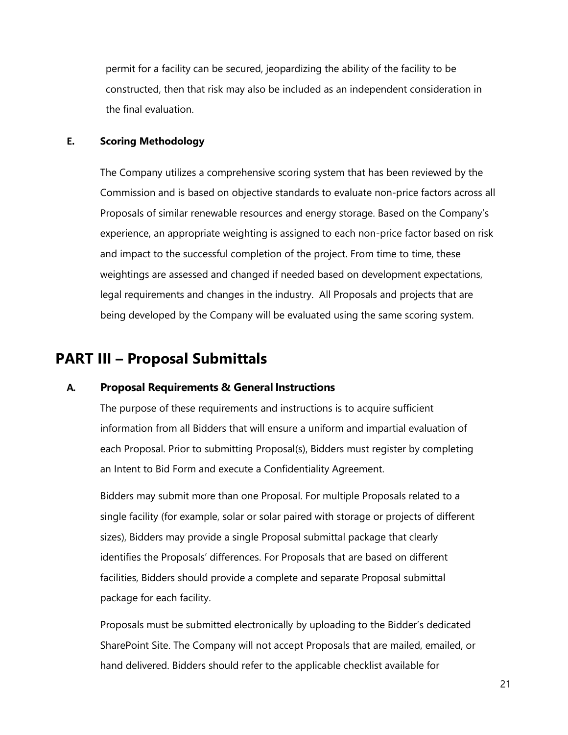permit for a facility can be secured, jeopardizing the ability of the facility to be constructed, then that risk may also be included as an independent consideration in the final evaluation.

### E. Scoring Methodology

The Company utilizes a comprehensive scoring system that has been reviewed by the Commission and is based on objective standards to evaluate non-price factors across all Proposals of similar renewable resources and energy storage. Based on the Company's experience, an appropriate weighting is assigned to each non-price factor based on risk and impact to the successful completion of the project. From time to time, these weightings are assessed and changed if needed based on development expectations, legal requirements and changes in the industry. All Proposals and projects that are being developed by the Company will be evaluated using the same scoring system.

## PART III – Proposal Submittals

### A. Proposal Requirements & General Instructions

The purpose of these requirements and instructions is to acquire sufficient information from all Bidders that will ensure a uniform and impartial evaluation of each Proposal. Prior to submitting Proposal(s), Bidders must register by completing an Intent to Bid Form and execute a Confidentiality Agreement.

Bidders may submit more than one Proposal. For multiple Proposals related to a single facility (for example, solar or solar paired with storage or projects of different sizes), Bidders may provide a single Proposal submittal package that clearly identifies the Proposals' differences. For Proposals that are based on different facilities, Bidders should provide a complete and separate Proposal submittal package for each facility.

Proposals must be submitted electronically by uploading to the Bidder's dedicated SharePoint Site. The Company will not accept Proposals that are mailed, emailed, or hand delivered. Bidders should refer to the applicable checklist available for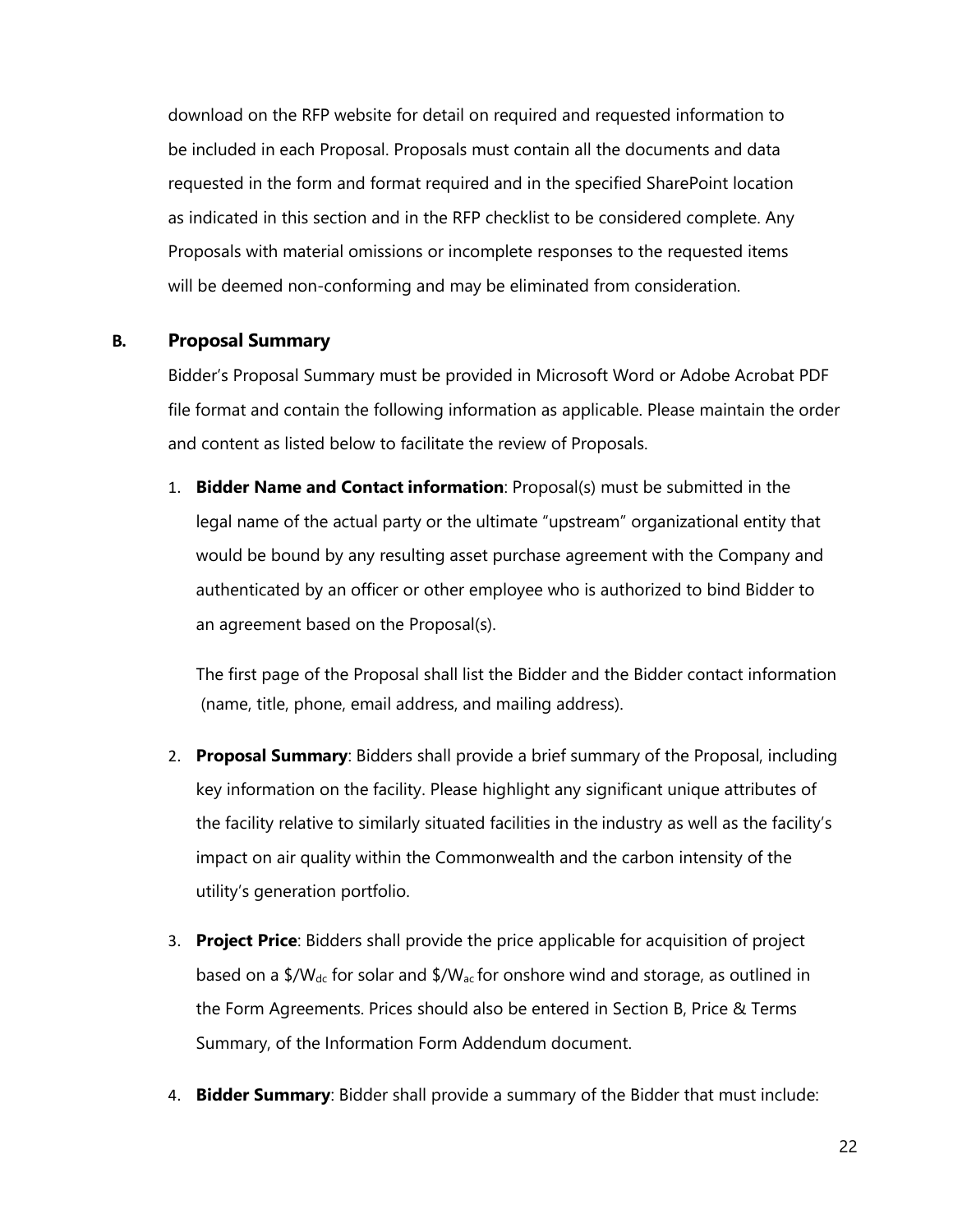download on the RFP website for detail on required and requested information to be included in each Proposal. Proposals must contain all the documents and data requested in the form and format required and in the specified SharePoint location as indicated in this section and in the RFP checklist to be considered complete. Any Proposals with material omissions or incomplete responses to the requested items will be deemed non-conforming and may be eliminated from consideration.

### B. Proposal Summary

Bidder's Proposal Summary must be provided in Microsoft Word or Adobe Acrobat PDF file format and contain the following information as applicable. Please maintain the order and content as listed below to facilitate the review of Proposals.

1. **Bidder Name and Contact information**: Proposal(s) must be submitted in the legal name of the actual party or the ultimate "upstream" organizational entity that would be bound by any resulting asset purchase agreement with the Company and authenticated by an officer or other employee who is authorized to bind Bidder to an agreement based on the Proposal(s).

   The first page of the Proposal shall list the Bidder and the Bidder contact information (name, title, phone, email address, and mailing address).

2. **Proposal Summary**: Bidders shall provide a brief summary of the Proposal, including key information on the facility. Please highlight any significant unique attributes of the facility relative to similarly situated facilities in the industry as well as the facility's impact on air quality within the Commonwealth and the carbon intensity of the utility's generation portfolio.

3. **Project Price**: Bidders shall provide the price applicable for acquisition of project based on a $/W_{dc}$ for solar and $/W_{ac}$ for onshore wind and storage, as outlined in the Form Agreements. Prices should also be entered in Section B, Price & Terms Summary, of the Information Form Addendum document.

4. **Bidder Summary**: Bidder shall provide a summary of the Bidder that must include: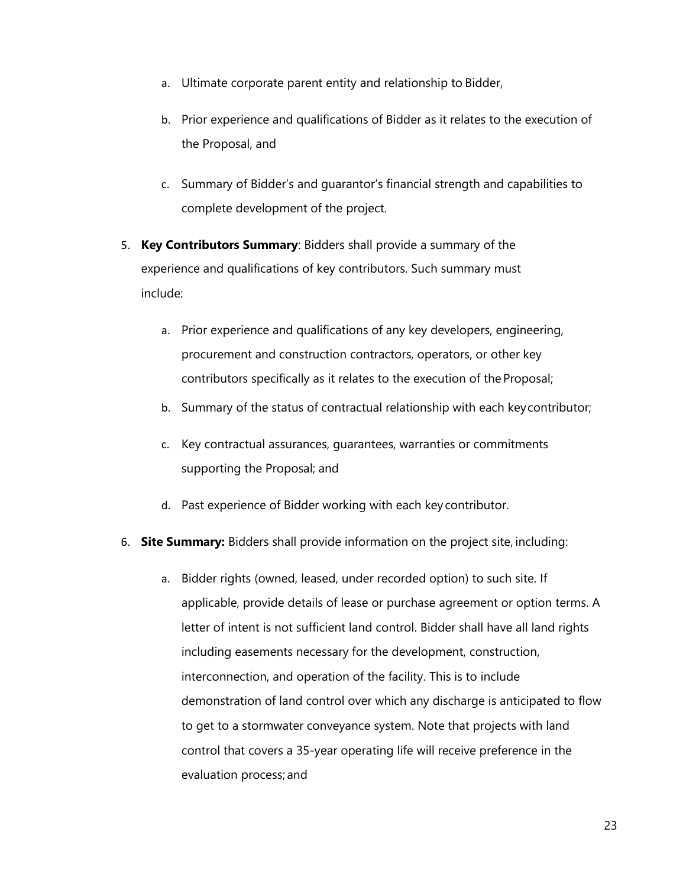a. Ultimate corporate parent entity and relationship to Bidder,

   b. Prior experience and qualifications of Bidder as it relates to the execution of the Proposal, and

   c. Summary of Bidder's and guarantor's financial strength and capabilities to complete development of the project.

5. **Key Contributors Summary**: Bidders shall provide a summary of the experience and qualifications of key contributors. Such summary must include:

   a. Prior experience and qualifications of any key developers, engineering, procurement and construction contractors, operators, or other key contributors specifically as it relates to the execution of the Proposal;

   b. Summary of the status of contractual relationship with each key contributor;

   c. Key contractual assurances, guarantees, warranties or commitments supporting the Proposal; and

   d. Past experience of Bidder working with each key contributor.

6. **Site Summary:** Bidders shall provide information on the project site, including:

   a. Bidder rights (owned, leased, under recorded option) to such site. If applicable, provide details of lease or purchase agreement or option terms. A letter of intent is not sufficient land control. Bidder shall have all land rights including easements necessary for the development, construction, interconnection, and operation of the facility. This is to include demonstration of land control over which any discharge is anticipated to flow to get to a stormwater conveyance system. Note that projects with land control that covers a 35-year operating life will receive preference in the evaluation process; and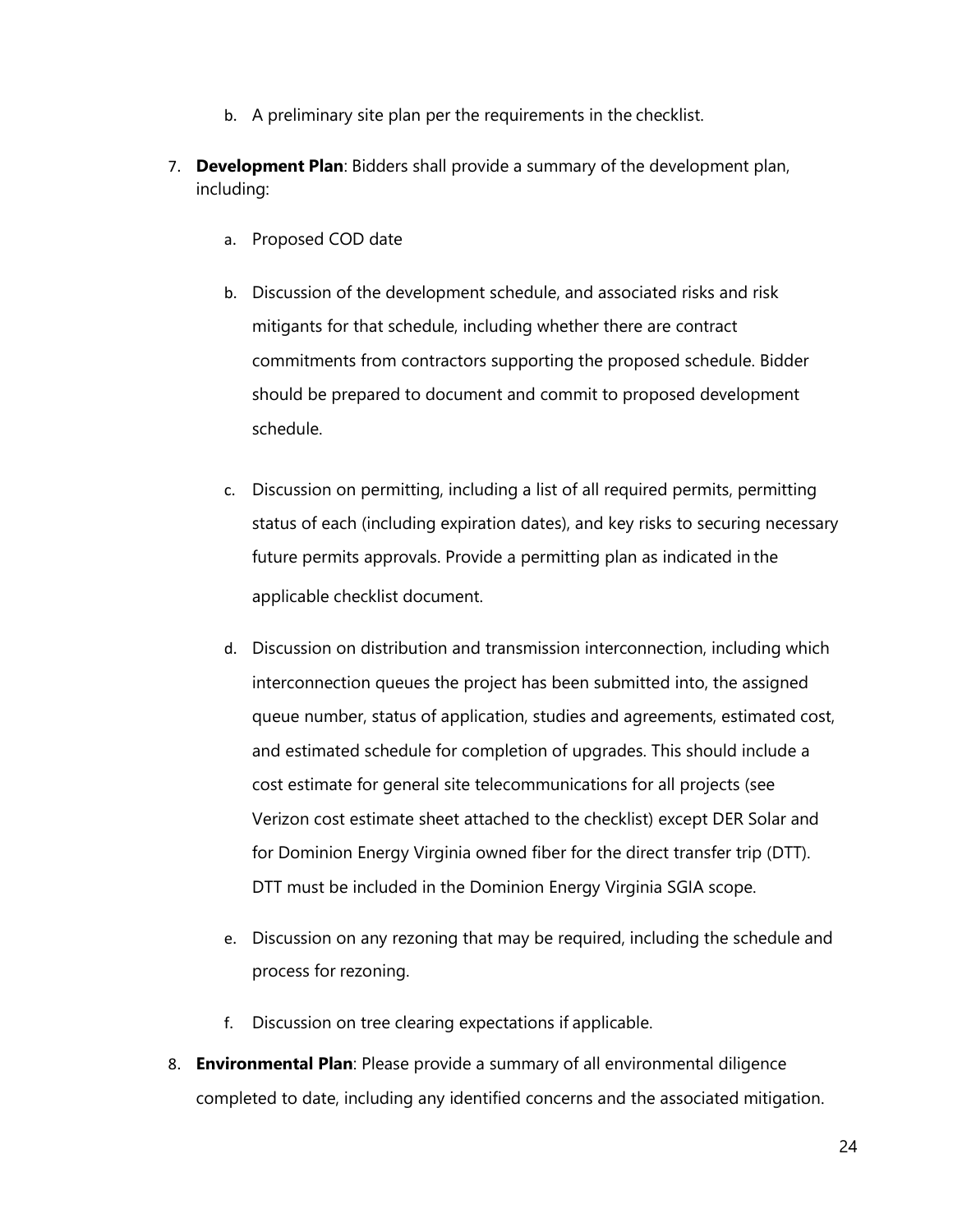b. A preliminary site plan per the requirements in the checklist.

7. **Development Plan**: Bidders shall provide a summary of the development plan, including:

    a. Proposed COD date

    b. Discussion of the development schedule, and associated risks and risk mitigants for that schedule, including whether there are contract commitments from contractors supporting the proposed schedule. Bidder should be prepared to document and commit to proposed development schedule.

    c. Discussion on permitting, including a list of all required permits, permitting status of each (including expiration dates), and key risks to securing necessary future permits approvals. Provide a permitting plan as indicated in the applicable checklist document.

    d. Discussion on distribution and transmission interconnection, including which interconnection queues the project has been submitted into, the assigned queue number, status of application, studies and agreements, estimated cost, and estimated schedule for completion of upgrades. This should include a cost estimate for general site telecommunications for all projects (see Verizon cost estimate sheet attached to the checklist) except DER Solar and for Dominion Energy Virginia owned fiber for the direct transfer trip (DTT). DTT must be included in the Dominion Energy Virginia SGIA scope.

    e. Discussion on any rezoning that may be required, including the schedule and process for rezoning.

    f. Discussion on tree clearing expectations if applicable.

8. **Environmental Plan**: Please provide a summary of all environmental diligence completed to date, including any identified concerns and the associated mitigation.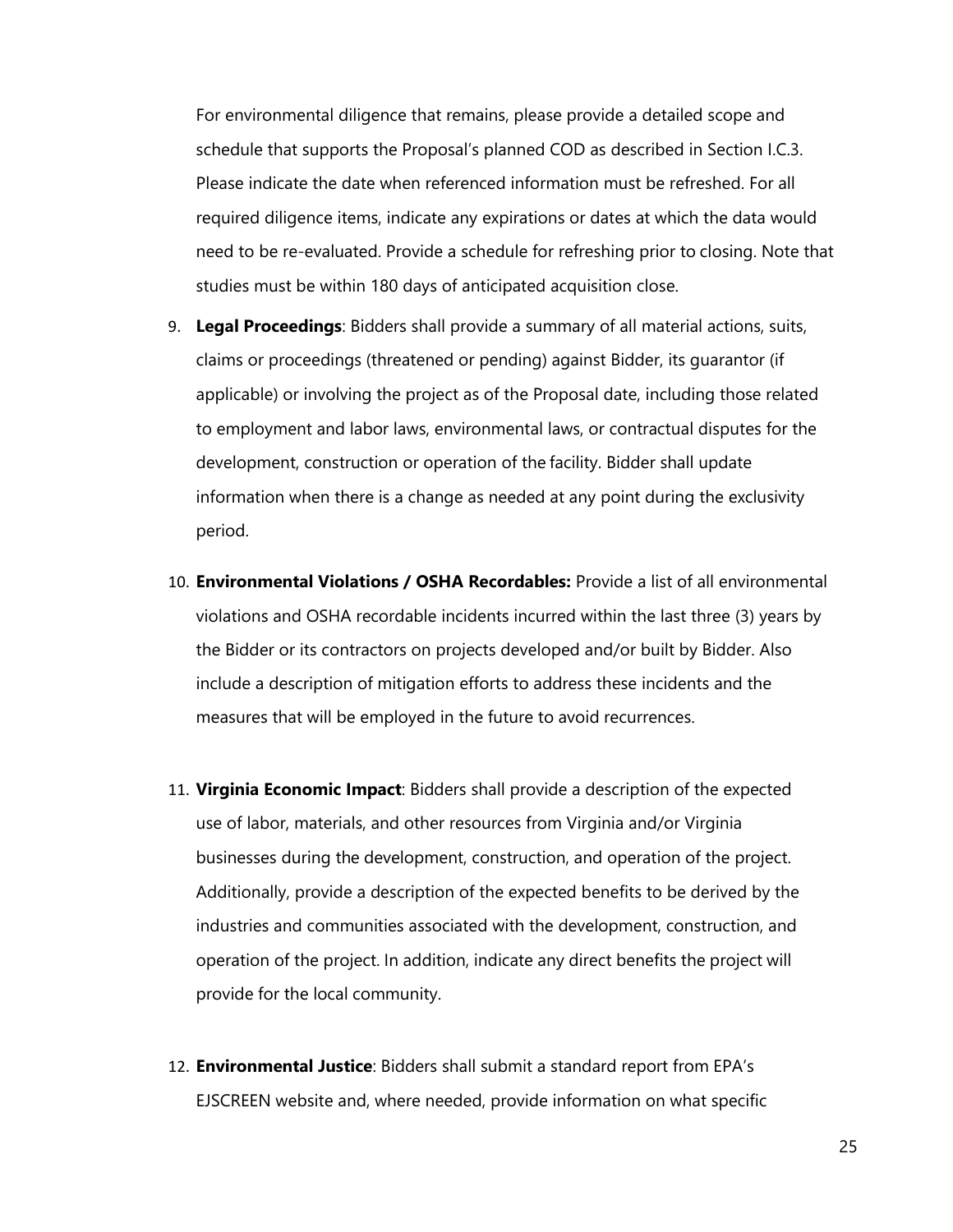For environmental diligence that remains, please provide a detailed scope and schedule that supports the Proposal's planned COD as described in Section I.C.3. Please indicate the date when referenced information must be refreshed. For all required diligence items, indicate any expirations or dates at which the data would need to be re-evaluated. Provide a schedule for refreshing prior to closing. Note that studies must be within 180 days of anticipated acquisition close.

9. **Legal Proceedings**: Bidders shall provide a summary of all material actions, suits, claims or proceedings (threatened or pending) against Bidder, its guarantor (if applicable) or involving the project as of the Proposal date, including those related to employment and labor laws, environmental laws, or contractual disputes for the development, construction or operation of the facility. Bidder shall update information when there is a change as needed at any point during the exclusivity period.

10. **Environmental Violations / OSHA Recordables:** Provide a list of all environmental violations and OSHA recordable incidents incurred within the last three (3) years by the Bidder or its contractors on projects developed and/or built by Bidder. Also include a description of mitigation efforts to address these incidents and the measures that will be employed in the future to avoid recurrences.

11. **Virginia Economic Impact**: Bidders shall provide a description of the expected use of labor, materials, and other resources from Virginia and/or Virginia businesses during the development, construction, and operation of the project. Additionally, provide a description of the expected benefits to be derived by the industries and communities associated with the development, construction, and operation of the project. In addition, indicate any direct benefits the project will provide for the local community.

12. **Environmental Justice**: Bidders shall submit a standard report from EPA's EJSCREEN website and, where needed, provide information on what specific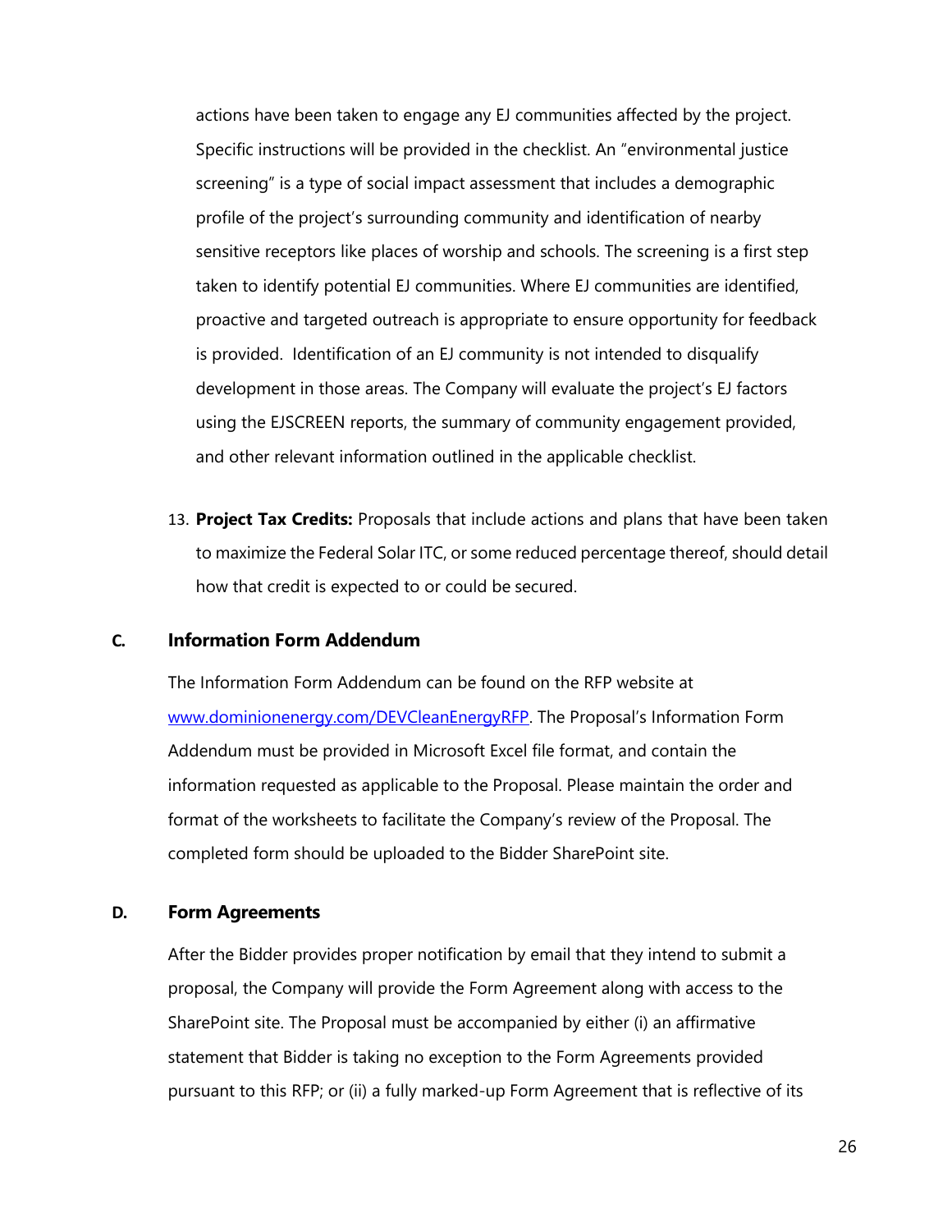actions have been taken to engage any EJ communities affected by the project. Specific instructions will be provided in the checklist. An "environmental justice screening" is a type of social impact assessment that includes a demographic profile of the project's surrounding community and identification of nearby sensitive receptors like places of worship and schools. The screening is a first step taken to identify potential EJ communities. Where EJ communities are identified, proactive and targeted outreach is appropriate to ensure opportunity for feedback is provided. Identification of an EJ community is not intended to disqualify development in those areas. The Company will evaluate the project's EJ factors using the EJSCREEN reports, the summary of community engagement provided, and other relevant information outlined in the applicable checklist.

13. **Project Tax Credits:** Proposals that include actions and plans that have been taken to maximize the Federal Solar ITC, or some reduced percentage thereof, should detail how that credit is expected to or could be secured.

## C. Information Form Addendum

The Information Form Addendum can be found on the RFP website at [www.dominionenergy.com/DEVCleanEnergyRFP](http://www.dominionenergy.com/DEVCleanEnergyRFP). The Proposal's Information Form Addendum must be provided in Microsoft Excel file format, and contain the information requested as applicable to the Proposal. Please maintain the order and format of the worksheets to facilitate the Company's review of the Proposal. The completed form should be uploaded to the Bidder SharePoint site.

## D. Form Agreements

After the Bidder provides proper notification by email that they intend to submit a proposal, the Company will provide the Form Agreement along with access to the SharePoint site. The Proposal must be accompanied by either (i) an affirmative statement that Bidder is taking no exception to the Form Agreements provided pursuant to this RFP; or (ii) a fully marked-up Form Agreement that is reflective of its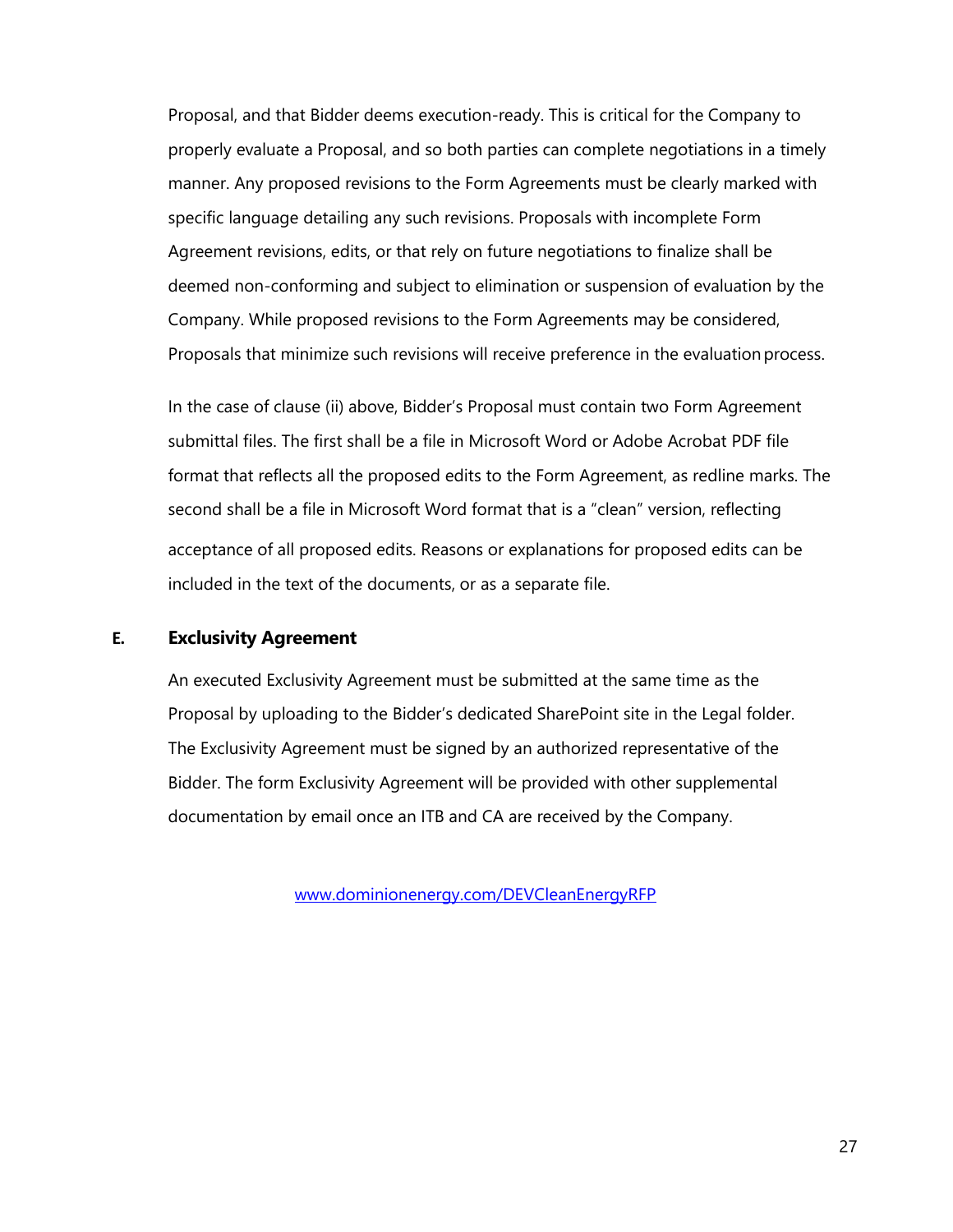Proposal, and that Bidder deems execution-ready. This is critical for the Company to properly evaluate a Proposal, and so both parties can complete negotiations in a timely manner. Any proposed revisions to the Form Agreements must be clearly marked with specific language detailing any such revisions. Proposals with incomplete Form Agreement revisions, edits, or that rely on future negotiations to finalize shall be deemed non-conforming and subject to elimination or suspension of evaluation by the Company. While proposed revisions to the Form Agreements may be considered, Proposals that minimize such revisions will receive preference in the evaluation process.

In the case of clause (ii) above, Bidder's Proposal must contain two Form Agreement submittal files. The first shall be a file in Microsoft Word or Adobe Acrobat PDF file format that reflects all the proposed edits to the Form Agreement, as redline marks. The second shall be a file in Microsoft Word format that is a "clean" version, reflecting acceptance of all proposed edits. Reasons or explanations for proposed edits can be included in the text of the documents, or as a separate file.

## E. Exclusivity Agreement

An executed Exclusivity Agreement must be submitted at the same time as the Proposal by uploading to the Bidder's dedicated SharePoint site in the Legal folder. The Exclusivity Agreement must be signed by an authorized representative of the Bidder. The form Exclusivity Agreement will be provided with other supplemental documentation by email once an ITB and CA are received by the Company.

www.dominionenergy.com/DEVCleanEnergyRFP